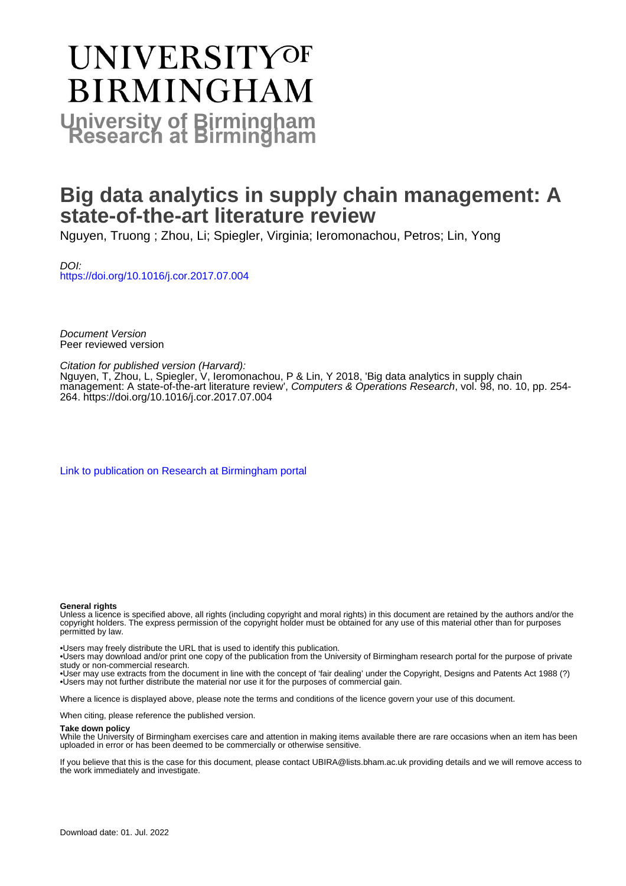# University of Birmingham Research at Birmingham

# Big data analytics in supply chain management: A state-of-the-art literature review

Nguyen, Truong ; Zhou, Li; Spiegler, Virginia; Ieromonachou, Petros; Lin, Yong

*DOI:*
https://doi.org/10.1016/j.cor.2017.07.004

*Document Version*
Peer reviewed version

*Citation for published version (Harvard):*
Nguyen, T, Zhou, L, Spiegler, V, Ieromonachou, P & Lin, Y 2018, 'Big data analytics in supply chain management: A state-of-the-art literature review', *Computers & Operations Research*, vol. 98, no. 10, pp. 254-264. https://doi.org/10.1016/j.cor.2017.07.004

Link to publication on Research at Birmingham portal

**General rights**

Unless a licence is specified above, all rights (including copyright and moral rights) in this document are retained by the authors and/or the copyright holders. The express permission of the copyright holder must be obtained for any use of this material other than for purposes permitted by law.

- •Users may freely distribute the URL that is used to identify this publication.
- •Users may download and/or print one copy of the publication from the University of Birmingham research portal for the purpose of private study or non-commercial research.
- •User may use extracts from the document in line with the concept of 'fair dealing' under the Copyright, Designs and Patents Act 1988 (?)
- •Users may not further distribute the material nor use it for the purposes of commercial gain.

Where a licence is displayed above, please note the terms and conditions of the licence govern your use of this document.

When citing, please reference the published version.

**Take down policy**

While the University of Birmingham exercises care and attention in making items available there are rare occasions when an item has been uploaded in error or has been deemed to be commercially or otherwise sensitive.

If you believe that this is the case for this document, please contact UBIRA@lists.bham.ac.uk providing details and we will remove access to the work immediately and investigate.

Download date: 01. Jul. 2022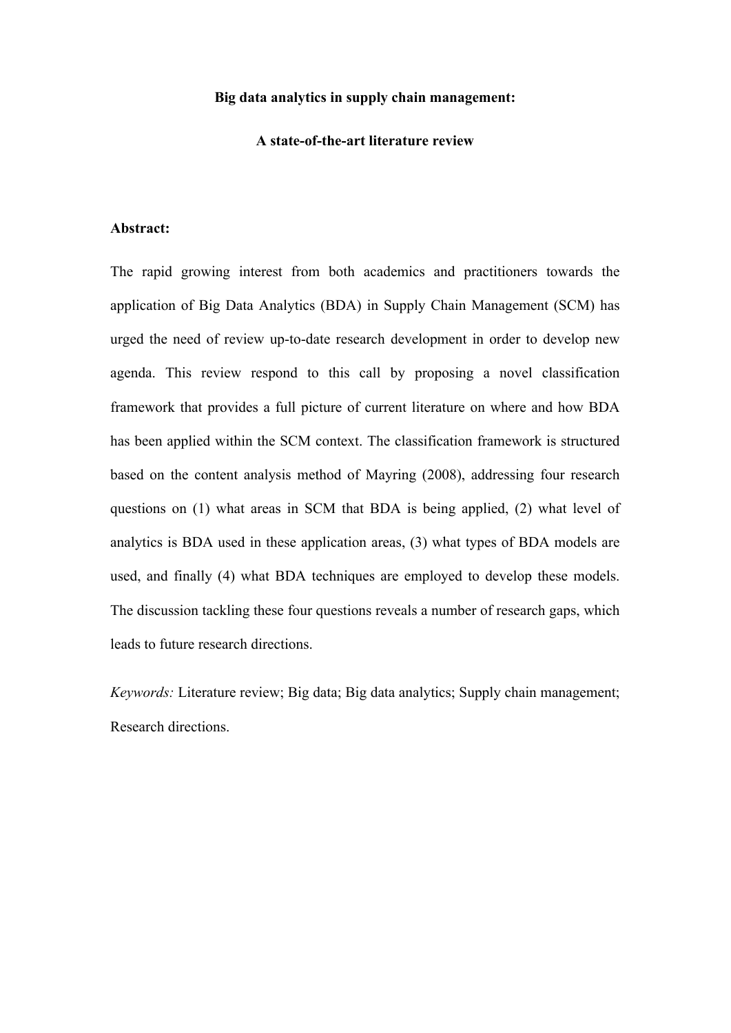**Big data analytics in supply chain management:**

**A state-of-the-art literature review**

**Abstract:**

The rapid growing interest from both academics and practitioners towards the application of Big Data Analytics (BDA) in Supply Chain Management (SCM) has urged the need of review up-to-date research development in order to develop new agenda. This review respond to this call by proposing a novel classification framework that provides a full picture of current literature on where and how BDA has been applied within the SCM context. The classification framework is structured based on the content analysis method of Mayring (2008), addressing four research questions on (1) what areas in SCM that BDA is being applied, (2) what level of analytics is BDA used in these application areas, (3) what types of BDA models are used, and finally (4) what BDA techniques are employed to develop these models. The discussion tackling these four questions reveals a number of research gaps, which leads to future research directions.

*Keywords:* Literature review; Big data; Big data analytics; Supply chain management; Research directions.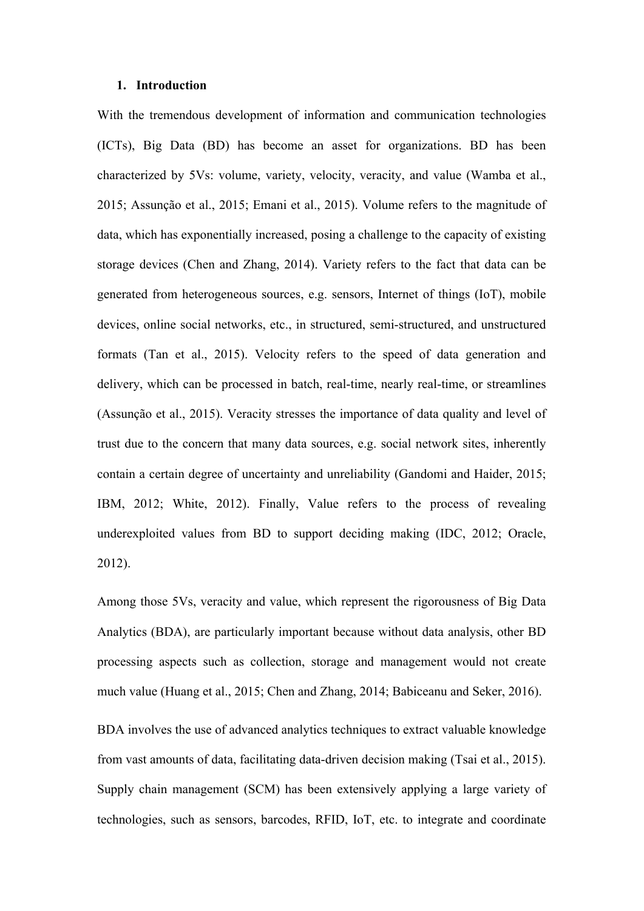## 1. Introduction

With the tremendous development of information and communication technologies (ICTs), Big Data (BD) has become an asset for organizations. BD has been characterized by 5Vs: volume, variety, velocity, veracity, and value (Wamba et al., 2015; Assunção et al., 2015; Emani et al., 2015). Volume refers to the magnitude of data, which has exponentially increased, posing a challenge to the capacity of existing storage devices (Chen and Zhang, 2014). Variety refers to the fact that data can be generated from heterogeneous sources, e.g. sensors, Internet of things (IoT), mobile devices, online social networks, etc., in structured, semi-structured, and unstructured formats (Tan et al., 2015). Velocity refers to the speed of data generation and delivery, which can be processed in batch, real-time, nearly real-time, or streamlines (Assunção et al., 2015). Veracity stresses the importance of data quality and level of trust due to the concern that many data sources, e.g. social network sites, inherently contain a certain degree of uncertainty and unreliability (Gandomi and Haider, 2015; IBM, 2012; White, 2012). Finally, Value refers to the process of revealing underexploited values from BD to support deciding making (IDC, 2012; Oracle, 2012).

Among those 5Vs, veracity and value, which represent the rigorousness of Big Data Analytics (BDA), are particularly important because without data analysis, other BD processing aspects such as collection, storage and management would not create much value (Huang et al., 2015; Chen and Zhang, 2014; Babiceanu and Seker, 2016).

BDA involves the use of advanced analytics techniques to extract valuable knowledge from vast amounts of data, facilitating data-driven decision making (Tsai et al., 2015). Supply chain management (SCM) has been extensively applying a large variety of technologies, such as sensors, barcodes, RFID, IoT, etc. to integrate and coordinate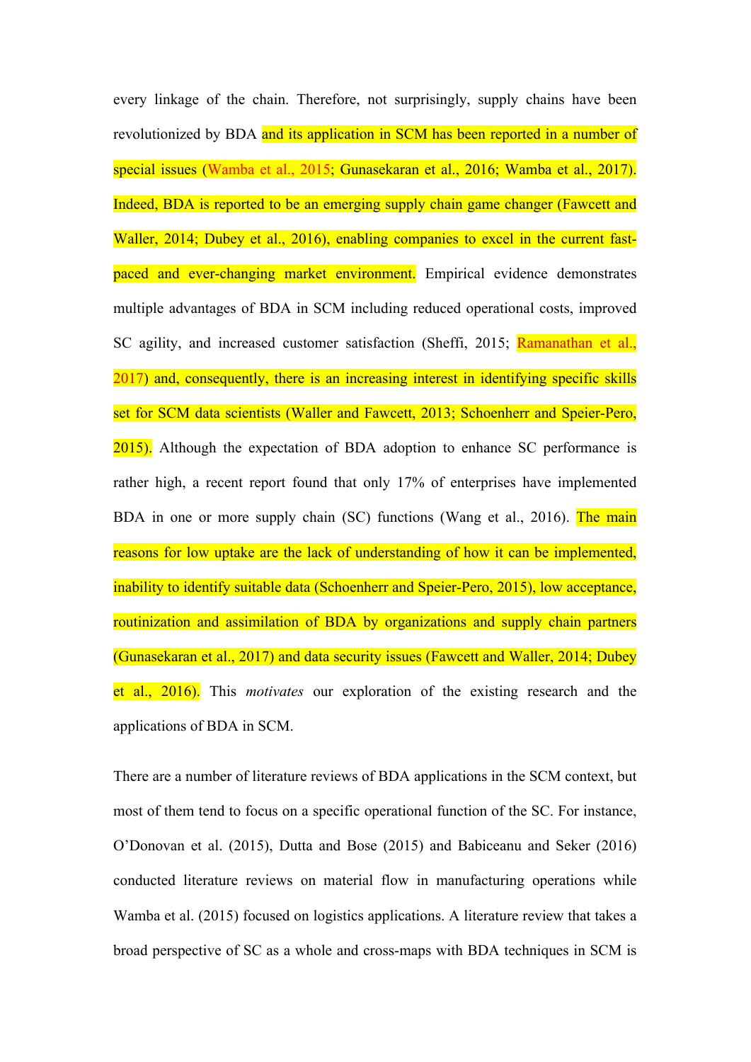every linkage of the chain. Therefore, not surprisingly, supply chains have been revolutionized by BDA and its application in SCM has been reported in a number of special issues (Wamba et al., 2015; Gunasekaran et al., 2016; Wamba et al., 2017). Indeed, BDA is reported to be an emerging supply chain game changer (Fawcett and Waller, 2014; Dubey et al., 2016), enabling companies to excel in the current fast-paced and ever-changing market environment. Empirical evidence demonstrates multiple advantages of BDA in SCM including reduced operational costs, improved SC agility, and increased customer satisfaction (Sheffi, 2015; Ramanathan et al., 2017) and, consequently, there is an increasing interest in identifying specific skills set for SCM data scientists (Waller and Fawcett, 2013; Schoenherr and Speier-Pero, 2015). Although the expectation of BDA adoption to enhance SC performance is rather high, a recent report found that only 17% of enterprises have implemented BDA in one or more supply chain (SC) functions (Wang et al., 2016). The main reasons for low uptake are the lack of understanding of how it can be implemented, inability to identify suitable data (Schoenherr and Speier-Pero, 2015), low acceptance, routinization and assimilation of BDA by organizations and supply chain partners (Gunasekaran et al., 2017) and data security issues (Fawcett and Waller, 2014; Dubey et al., 2016). This *motivates* our exploration of the existing research and the applications of BDA in SCM.

There are a number of literature reviews of BDA applications in the SCM context, but most of them tend to focus on a specific operational function of the SC. For instance, O'Donovan et al. (2015), Dutta and Bose (2015) and Babiceanu and Seker (2016) conducted literature reviews on material flow in manufacturing operations while Wamba et al. (2015) focused on logistics applications. A literature review that takes a broad perspective of SC as a whole and cross-maps with BDA techniques in SCM is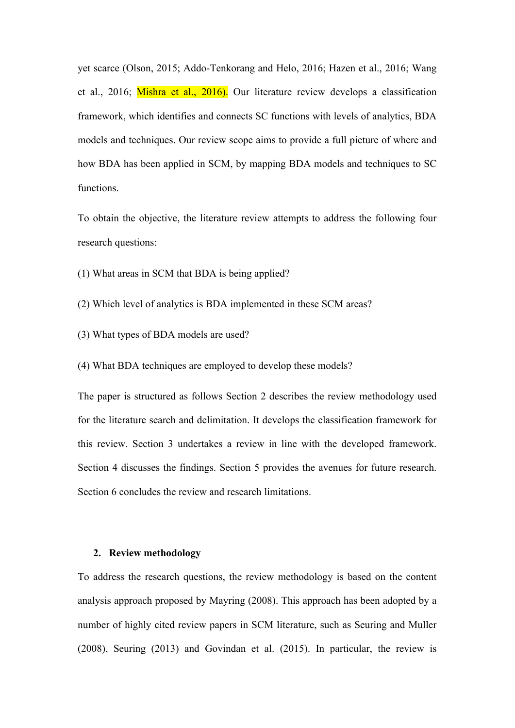yet scarce (Olson, 2015; Addo-Tenkorang and Helo, 2016; Hazen et al., 2016; Wang et al., 2016; Mishra et al., 2016). Our literature review develops a classification framework, which identifies and connects SC functions with levels of analytics, BDA models and techniques. Our review scope aims to provide a full picture of where and how BDA has been applied in SCM, by mapping BDA models and techniques to SC functions.

To obtain the objective, the literature review attempts to address the following four research questions:

(1) What areas in SCM that BDA is being applied?

(2) Which level of analytics is BDA implemented in these SCM areas?

(3) What types of BDA models are used?

(4) What BDA techniques are employed to develop these models?

The paper is structured as follows Section 2 describes the review methodology used for the literature search and delimitation. It develops the classification framework for this review. Section 3 undertakes a review in line with the developed framework. Section 4 discusses the findings. Section 5 provides the avenues for future research. Section 6 concludes the review and research limitations.

## 2. Review methodology

To address the research questions, the review methodology is based on the content analysis approach proposed by Mayring (2008). This approach has been adopted by a number of highly cited review papers in SCM literature, such as Seuring and Muller (2008), Seuring (2013) and Govindan et al. (2015). In particular, the review is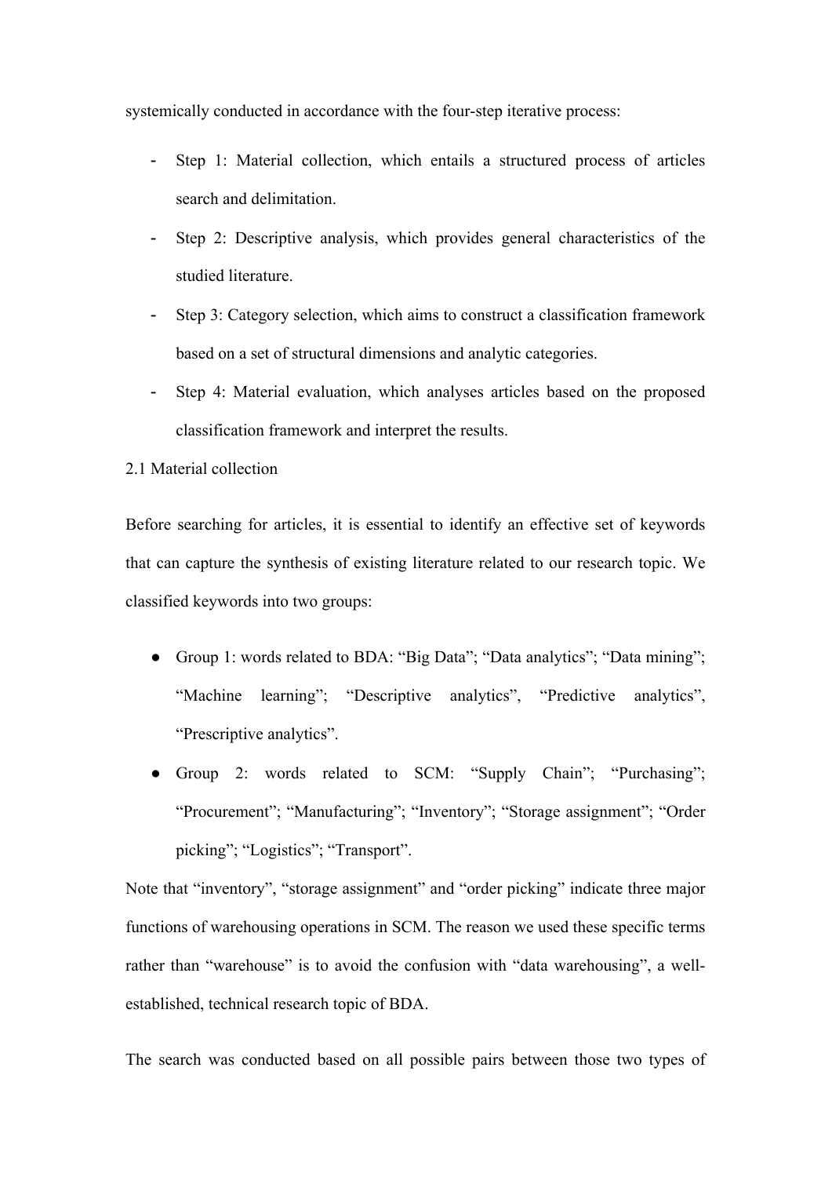systemically conducted in accordance with the four-step iterative process:

- Step 1: Material collection, which entails a structured process of articles search and delimitation.
- Step 2: Descriptive analysis, which provides general characteristics of the studied literature.
- Step 3: Category selection, which aims to construct a classification framework based on a set of structural dimensions and analytic categories.
- Step 4: Material evaluation, which analyses articles based on the proposed classification framework and interpret the results.

## 2.1 Material collection

Before searching for articles, it is essential to identify an effective set of keywords that can capture the synthesis of existing literature related to our research topic. We classified keywords into two groups:

- Group 1: words related to BDA: "Big Data"; "Data analytics"; "Data mining"; "Machine learning"; "Descriptive analytics", "Predictive analytics", "Prescriptive analytics".
- Group 2: words related to SCM: "Supply Chain"; "Purchasing"; "Procurement"; "Manufacturing"; "Inventory"; "Storage assignment"; "Order picking"; "Logistics"; "Transport".

Note that "inventory", "storage assignment" and "order picking" indicate three major functions of warehousing operations in SCM. The reason we used these specific terms rather than "warehouse" is to avoid the confusion with "data warehousing", a well-established, technical research topic of BDA.

The search was conducted based on all possible pairs between those two types of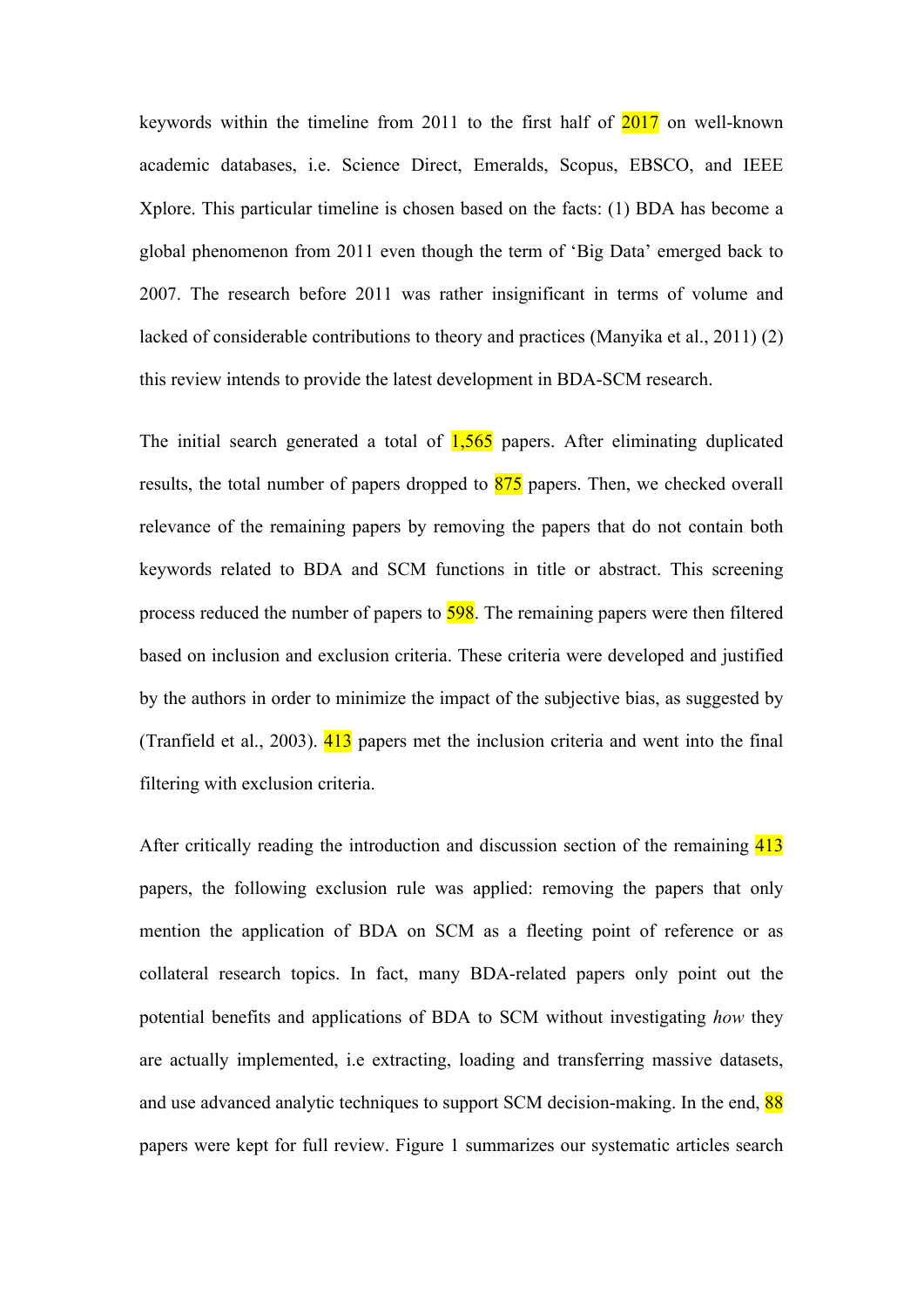keywords within the timeline from 2011 to the first half of 2017 on well-known academic databases, i.e. Science Direct, Emeralds, Scopus, EBSCO, and IEEE Xplore. This particular timeline is chosen based on the facts: (1) BDA has become a global phenomenon from 2011 even though the term of 'Big Data' emerged back to 2007. The research before 2011 was rather insignificant in terms of volume and lacked of considerable contributions to theory and practices (Manyika et al., 2011) (2) this review intends to provide the latest development in BDA-SCM research.

The initial search generated a total of 1,565 papers. After eliminating duplicated results, the total number of papers dropped to 875 papers. Then, we checked overall relevance of the remaining papers by removing the papers that do not contain both keywords related to BDA and SCM functions in title or abstract. This screening process reduced the number of papers to 598. The remaining papers were then filtered based on inclusion and exclusion criteria. These criteria were developed and justified by the authors in order to minimize the impact of the subjective bias, as suggested by (Tranfield et al., 2003). 413 papers met the inclusion criteria and went into the final filtering with exclusion criteria.

After critically reading the introduction and discussion section of the remaining 413 papers, the following exclusion rule was applied: removing the papers that only mention the application of BDA on SCM as a fleeting point of reference or as collateral research topics. In fact, many BDA-related papers only point out the potential benefits and applications of BDA to SCM without investigating *how* they are actually implemented, i.e extracting, loading and transferring massive datasets, and use advanced analytic techniques to support SCM decision-making. In the end, 88 papers were kept for full review. Figure 1 summarizes our systematic articles search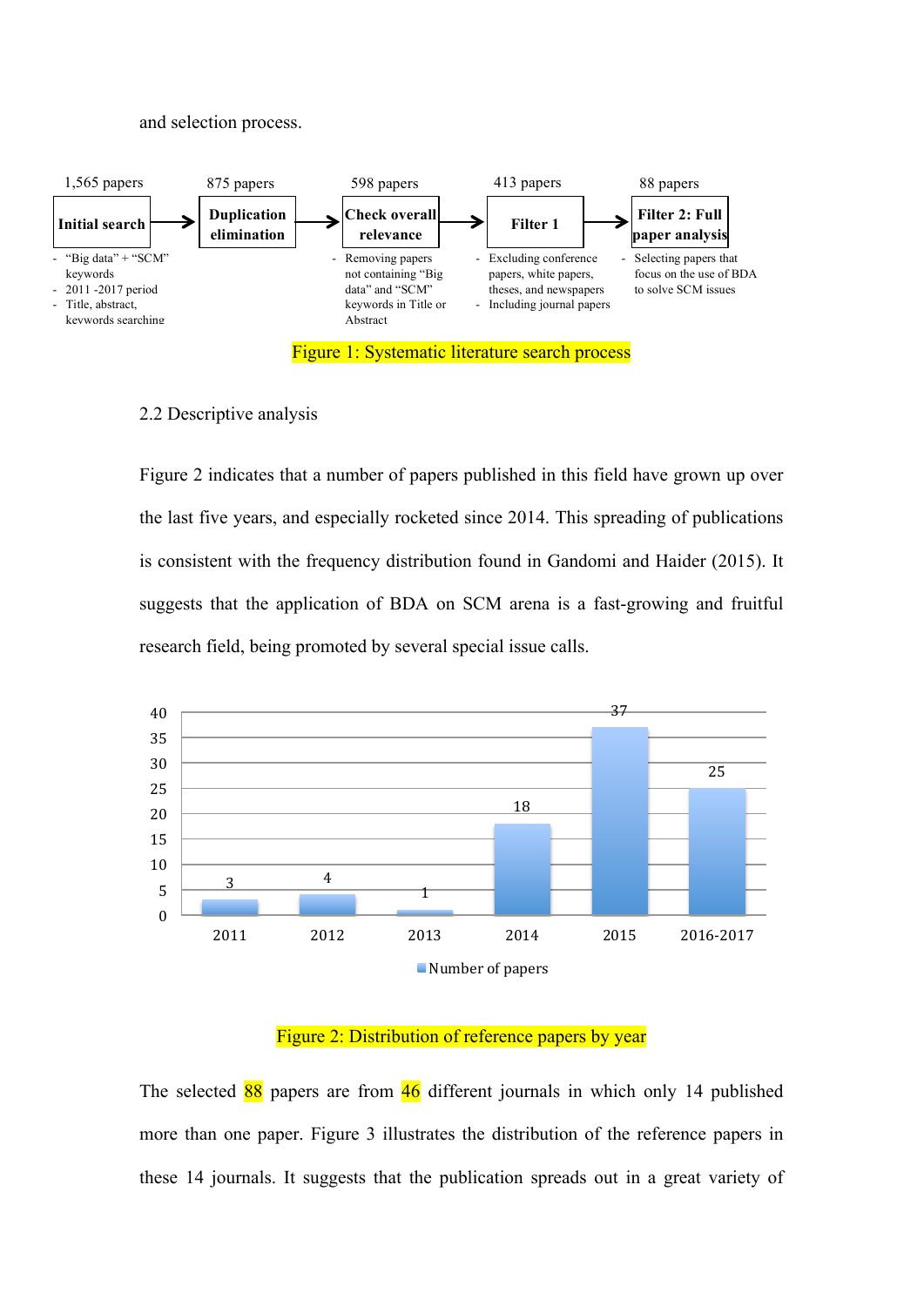and selection process.

1,565 papers → 875 papers → 598 papers → 413 papers → 88 papers

**Initial search** → **Duplication elimination** → **Check overall relevance** → **Filter 1** → **Filter 2: Full paper analysis**

- Initial search:
  - "Big data" + "SCM" keywords
  - 2011 -2017 period
  - Title, abstract, keywords searching
- Check overall relevance:
  - Removing papers not containing "Big data" and "SCM" keywords in Title or Abstract
- Filter 1:
  - Excluding conference papers, white papers, theses, and newspapers
  - Including journal papers
- Filter 2: Full paper analysis:
  - Selecting papers that focus on the use of BDA to solve SCM issues

Figure 1: Systematic literature search process

2.2 Descriptive analysis

Figure 2 indicates that a number of papers published in this field have grown up over the last five years, and especially rocketed since 2014. This spreading of publications is consistent with the frequency distribution found in Gandomi and Haider (2015). It suggests that the application of BDA on SCM arena is a fast-growing and fruitful research field, being promoted by several special issue calls.

| Year | Number of papers |
|---|---|
| 2011 | 3 |
| 2012 | 4 |
| 2013 | 1 |
| 2014 | 18 |
| 2015 | 37 |
| 2016-2017 | 25 |

Figure 2: Distribution of reference papers by year

The selected 88 papers are from 46 different journals in which only 14 published more than one paper. Figure 3 illustrates the distribution of the reference papers in these 14 journals. It suggests that the publication spreads out in a great variety of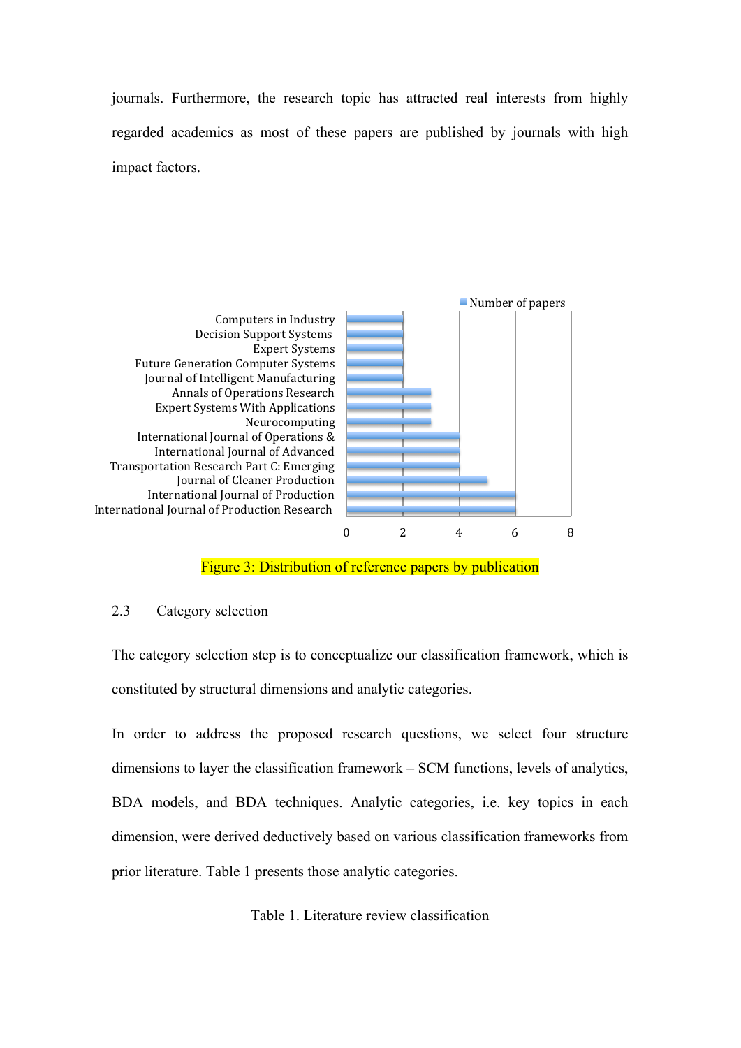journals. Furthermore, the research topic has attracted real interests from highly regarded academics as most of these papers are published by journals with high impact factors.

| Publication | Number of papers |
|---|---|
| Computers in Industry | 2 |
| Decision Support Systems | 2 |
| Expert Systems | 2 |
| Future Generation Computer Systems | 2 |
| Journal of Intelligent Manufacturing | 2 |
| Annals of Operations Research | 3 |
| Expert Systems With Applications | 3 |
| Neurocomputing | 3 |
| International Journal of Operations & | 4 |
| International Journal of Advanced | 4 |
| Transportation Research Part C: Emerging | 4 |
| Journal of Cleaner Production | 5 |
| International Journal of Production | 6 |
| International Journal of Production Research | 6 |

Figure 3: Distribution of reference papers by publication

### 2.3 Category selection

The category selection step is to conceptualize our classification framework, which is constituted by structural dimensions and analytic categories.

In order to address the proposed research questions, we select four structure dimensions to layer the classification framework – SCM functions, levels of analytics, BDA models, and BDA techniques. Analytic categories, i.e. key topics in each dimension, were derived deductively based on various classification frameworks from prior literature. Table 1 presents those analytic categories.

Table 1. Literature review classification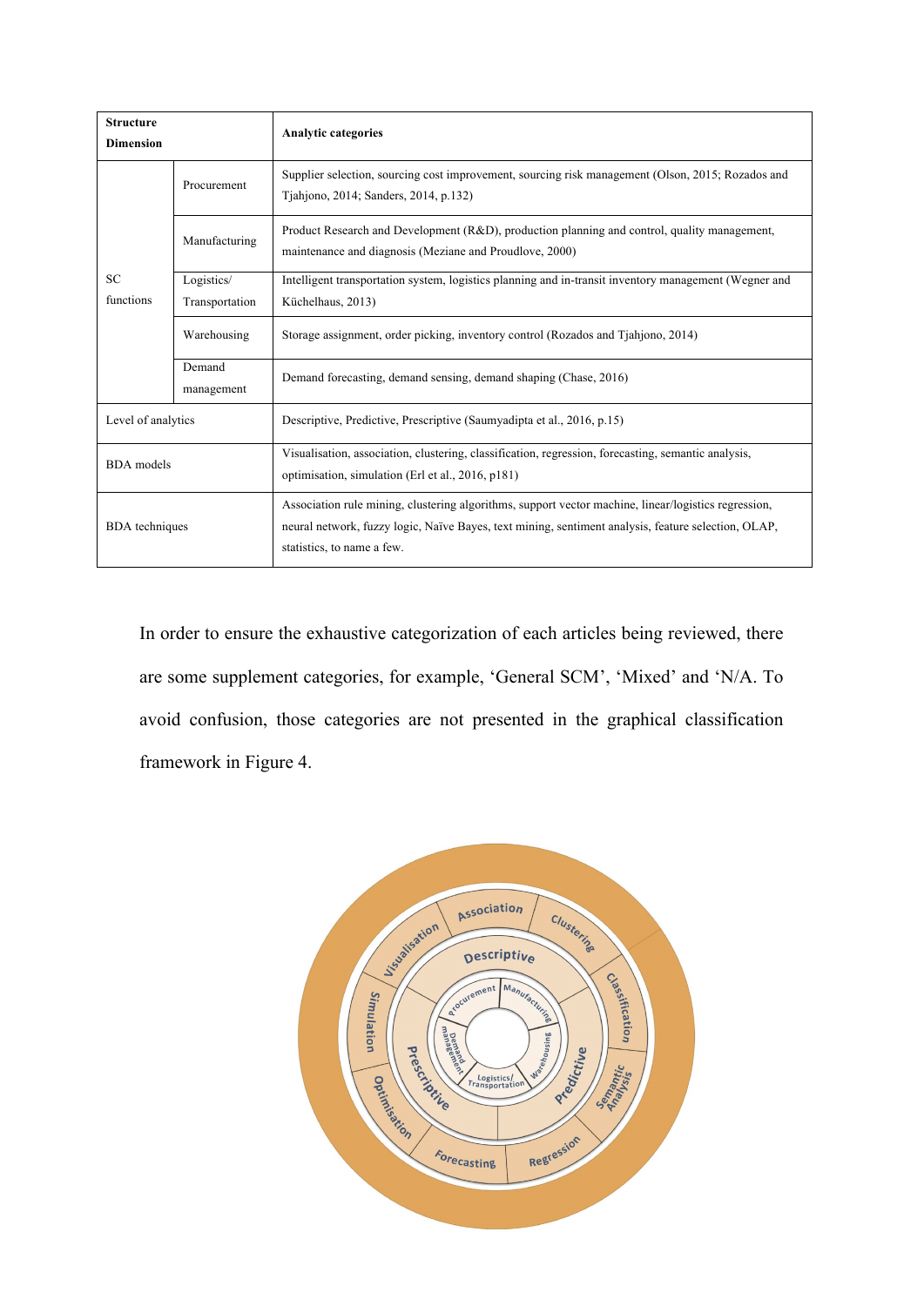| Structure Dimension | | Analytic categories |
|---|---|---|
| SC functions | Procurement | Supplier selection, sourcing cost improvement, sourcing risk management (Olson, 2015; Rozados and Tjahjono, 2014; Sanders, 2014, p.132) |
| | Manufacturing | Product Research and Development (R&D), production planning and control, quality management, maintenance and diagnosis (Meziane and Proudlove, 2000) |
| | Logistics/ Transportation | Intelligent transportation system, logistics planning and in-transit inventory management (Wegner and Küchelhaus, 2013) |
| | Warehousing | Storage assignment, order picking, inventory control (Rozados and Tjahjono, 2014) |
| | Demand management | Demand forecasting, demand sensing, demand shaping (Chase, 2016) |
| Level of analytics | | Descriptive, Predictive, Prescriptive (Saumyadipta et al., 2016, p.15) |
| BDA models | | Visualisation, association, clustering, classification, regression, forecasting, semantic analysis, optimisation, simulation (Erl et al., 2016, p181) |
| BDA techniques | | Association rule mining, clustering algorithms, support vector machine, linear/logistics regression, neural network, fuzzy logic, Naïve Bayes, text mining, sentiment analysis, feature selection, OLAP, statistics, to name a few. |

In order to ensure the exhaustive categorization of each articles being reviewed, there are some supplement categories, for example, 'General SCM', 'Mixed' and 'N/A. To avoid confusion, those categories are not presented in the graphical classification framework in Figure 4.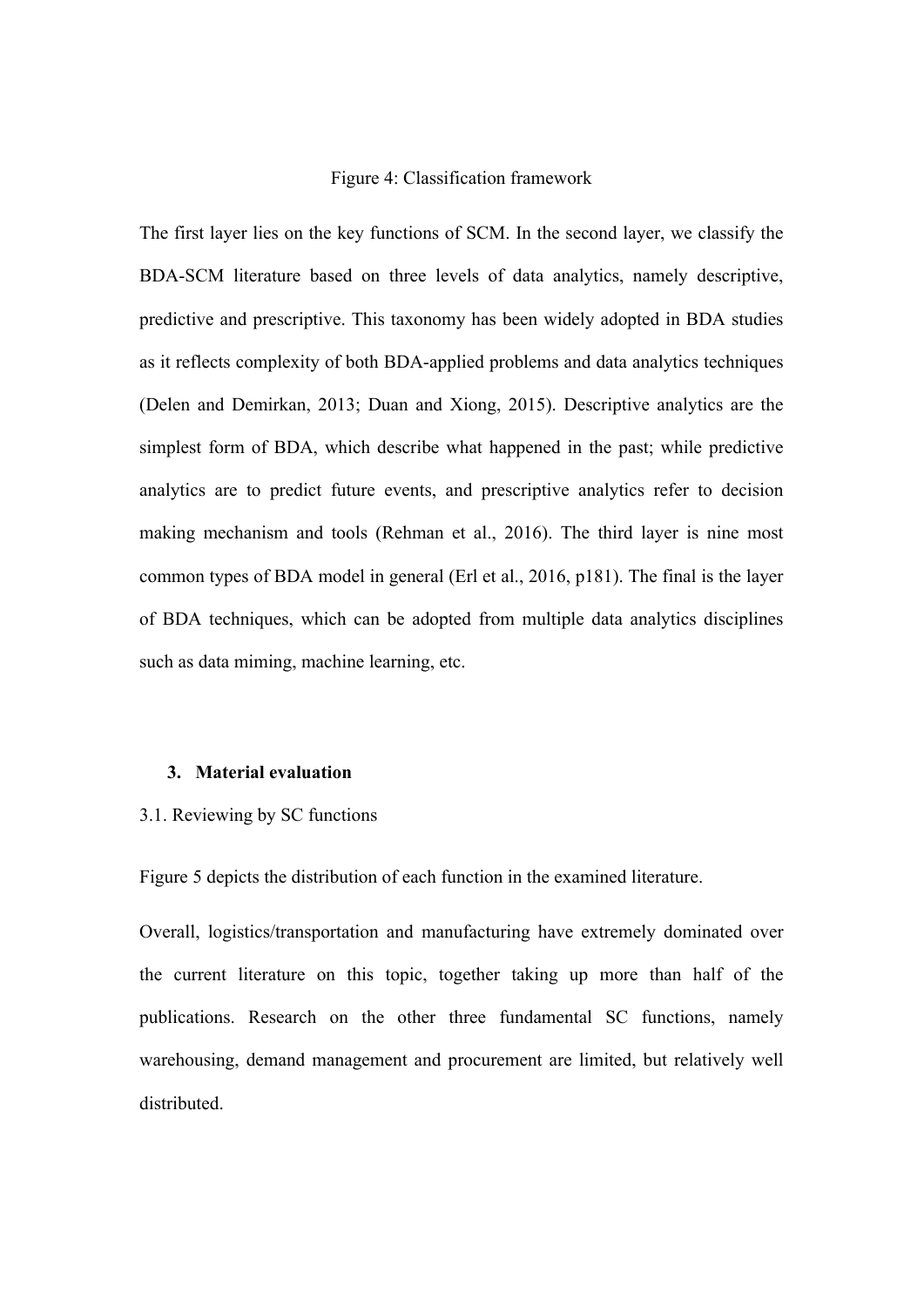Figure 4: Classification framework

The first layer lies on the key functions of SCM. In the second layer, we classify the BDA-SCM literature based on three levels of data analytics, namely descriptive, predictive and prescriptive. This taxonomy has been widely adopted in BDA studies as it reflects complexity of both BDA-applied problems and data analytics techniques (Delen and Demirkan, 2013; Duan and Xiong, 2015). Descriptive analytics are the simplest form of BDA, which describe what happened in the past; while predictive analytics are to predict future events, and prescriptive analytics refer to decision making mechanism and tools (Rehman et al., 2016). The third layer is nine most common types of BDA model in general (Erl et al., 2016, p181). The final is the layer of BDA techniques, which can be adopted from multiple data analytics disciplines such as data miming, machine learning, etc.

## 3. Material evaluation

### 3.1. Reviewing by SC functions

Figure 5 depicts the distribution of each function in the examined literature.

Overall, logistics/transportation and manufacturing have extremely dominated over the current literature on this topic, together taking up more than half of the publications. Research on the other three fundamental SC functions, namely warehousing, demand management and procurement are limited, but relatively well distributed.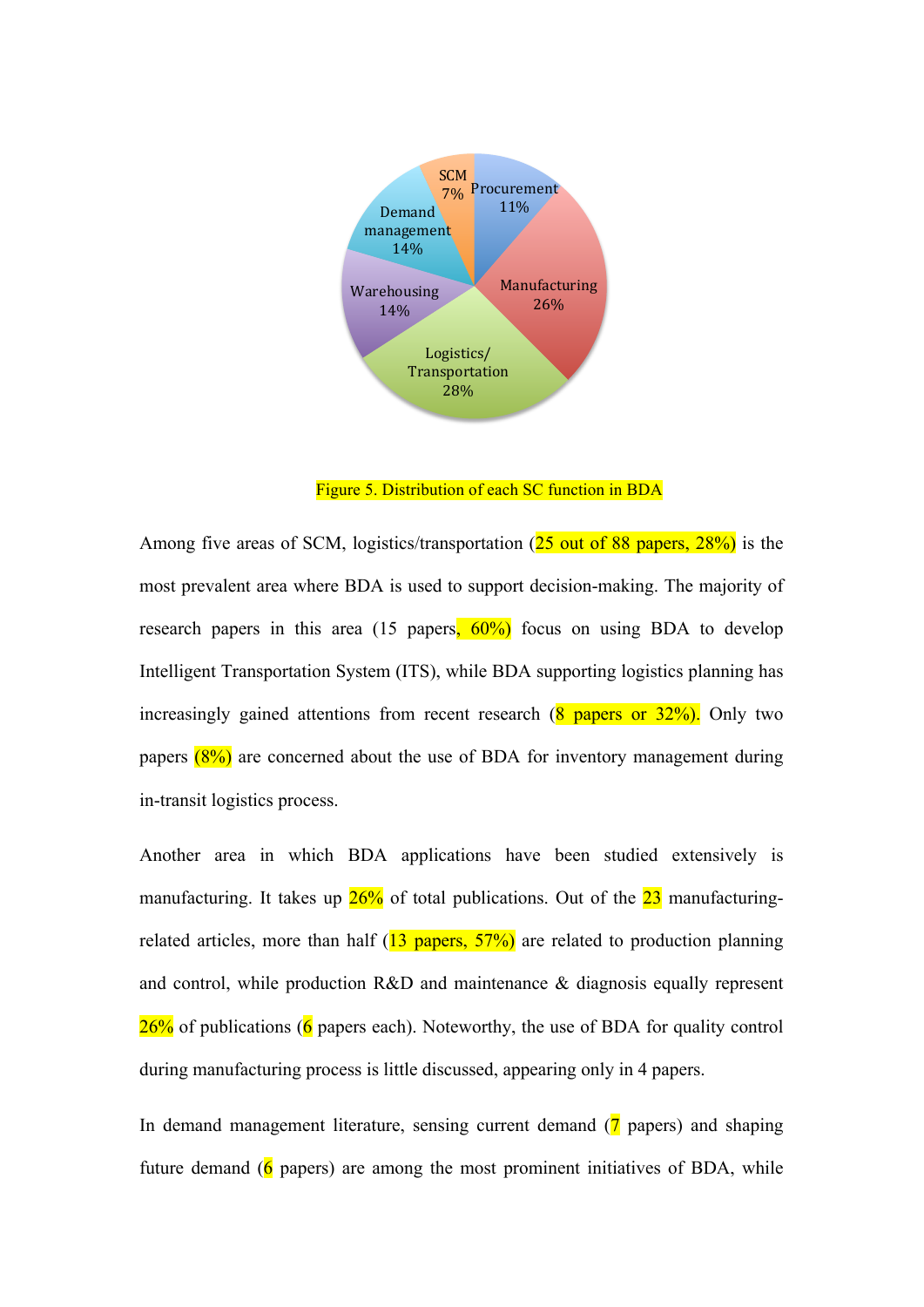Figure 5. Distribution of each SC function in BDA

Among five areas of SCM, logistics/transportation (25 out of 88 papers, 28%) is the most prevalent area where BDA is used to support decision-making. The majority of research papers in this area (15 papers, 60%) focus on using BDA to develop Intelligent Transportation System (ITS), while BDA supporting logistics planning has increasingly gained attentions from recent research (8 papers or 32%). Only two papers (8%) are concerned about the use of BDA for inventory management during in-transit logistics process.

Another area in which BDA applications have been studied extensively is manufacturing. It takes up 26% of total publications. Out of the 23 manufacturing-related articles, more than half (13 papers, 57%) are related to production planning and control, while production R&D and maintenance & diagnosis equally represent 26% of publications (6 papers each). Noteworthy, the use of BDA for quality control during manufacturing process is little discussed, appearing only in 4 papers.

In demand management literature, sensing current demand (7 papers) and shaping future demand (6 papers) are among the most prominent initiatives of BDA, while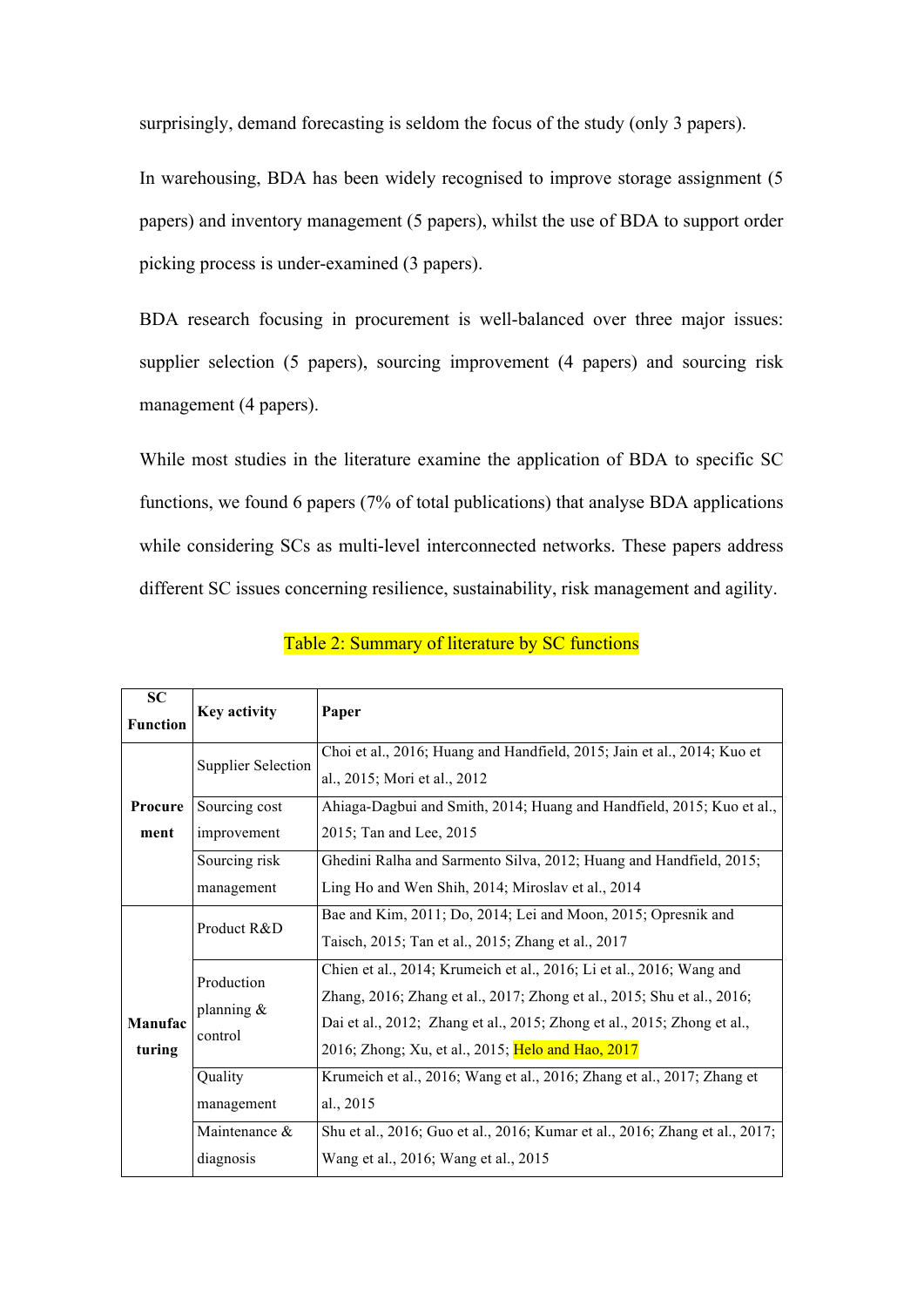surprisingly, demand forecasting is seldom the focus of the study (only 3 papers).

In warehousing, BDA has been widely recognised to improve storage assignment (5 papers) and inventory management (5 papers), whilst the use of BDA to support order picking process is under-examined (3 papers).

BDA research focusing in procurement is well-balanced over three major issues: supplier selection (5 papers), sourcing improvement (4 papers) and sourcing risk management (4 papers).

While most studies in the literature examine the application of BDA to specific SC functions, we found 6 papers (7% of total publications) that analyse BDA applications while considering SCs as multi-level interconnected networks. These papers address different SC issues concerning resilience, sustainability, risk management and agility.

Table 2: Summary of literature by SC functions

| SC Function | Key activity | Paper |
|---|---|---|
| **Procurement** | Supplier Selection | Choi et al., 2016; Huang and Handfield, 2015; Jain et al., 2014; Kuo et al., 2015; Mori et al., 2012 |
| | Sourcing cost improvement | Ahiaga-Dagbui and Smith, 2014; Huang and Handfield, 2015; Kuo et al., 2015; Tan and Lee, 2015 |
| | Sourcing risk management | Ghedini Ralha and Sarmento Silva, 2012; Huang and Handfield, 2015; Ling Ho and Wen Shih, 2014; Miroslav et al., 2014 |
| **Manufacturing** | Product R&D | Bae and Kim, 2011; Do, 2014; Lei and Moon, 2015; Opresnik and Taisch, 2015; Tan et al., 2015; Zhang et al., 2017 |
| | Production planning & control | Chien et al., 2014; Krumeich et al., 2016; Li et al., 2016; Wang and Zhang, 2016; Zhang et al., 2017; Zhong et al., 2015; Shu et al., 2016; Dai et al., 2012; Zhang et al., 2015; Zhong et al., 2015; Zhong et al., 2016; Zhong; Xu, et al., 2015; Helo and Hao, 2017 |
| | Quality management | Krumeich et al., 2016; Wang et al., 2016; Zhang et al., 2017; Zhang et al., 2015 |
| | Maintenance & diagnosis | Shu et al., 2016; Guo et al., 2016; Kumar et al., 2016; Zhang et al., 2017; Wang et al., 2016; Wang et al., 2015 |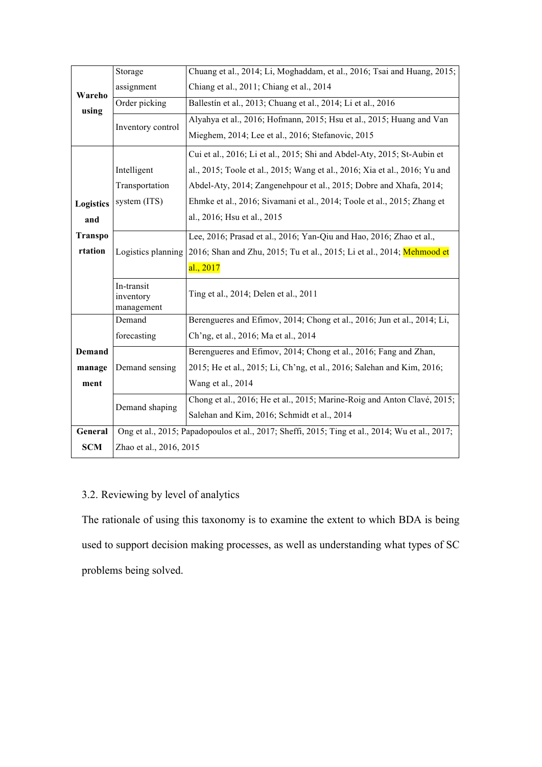| | | |
|---|---|---|
| **Warehousing** | Storage assignment | Chuang et al., 2014; Li, Moghaddam, et al., 2016; Tsai and Huang, 2015; Chiang et al., 2011; Chiang et al., 2014 |
| | Order picking | Ballestín et al., 2013; Chuang et al., 2014; Li et al., 2016 |
| | Inventory control | Alyahya et al., 2016; Hofmann, 2015; Hsu et al., 2015; Huang and Van Mieghem, 2014; Lee et al., 2016; Stefanovic, 2015 |
| **Logistics and Transportation** | Intelligent Transportation system (ITS) | Cui et al., 2016; Li et al., 2015; Shi and Abdel-Aty, 2015; St-Aubin et al., 2015; Toole et al., 2015; Wang et al., 2016; Xia et al., 2016; Yu and Abdel-Aty, 2014; Zangenehpour et al., 2015; Dobre and Xhafa, 2014; Ehmke et al., 2016; Sivamani et al., 2014; Toole et al., 2015; Zhang et al., 2016; Hsu et al., 2015 |
| | Logistics planning | Lee, 2016; Prasad et al., 2016; Yan-Qiu and Hao, 2016; Zhao et al., 2016; Shan and Zhu, 2015; Tu et al., 2015; Li et al., 2014; Mehmood et al., 2017 |
| | In-transit inventory management | Ting et al., 2014; Delen et al., 2011 |
| **Demand management** | Demand forecasting | Berengueres and Efimov, 2014; Chong et al., 2016; Jun et al., 2014; Li, Ch'ng, et al., 2016; Ma et al., 2014 |
| | Demand sensing | Berengueres and Efimov, 2014; Chong et al., 2016; Fang and Zhan, 2015; He et al., 2015; Li, Ch'ng, et al., 2016; Salehan and Kim, 2016; Wang et al., 2014 |
| | Demand shaping | Chong et al., 2016; He et al., 2015; Marine-Roig and Anton Clavé, 2015; Salehan and Kim, 2016; Schmidt et al., 2014 |
| **General SCM** | Ong et al., 2015; Papadopoulos et al., 2017; Sheffi, 2015; Ting et al., 2014; Wu et al., 2017; Zhao et al., 2016, 2015 | |

### 3.2. Reviewing by level of analytics

The rationale of using this taxonomy is to examine the extent to which BDA is being used to support decision making processes, as well as understanding what types of SC problems being solved.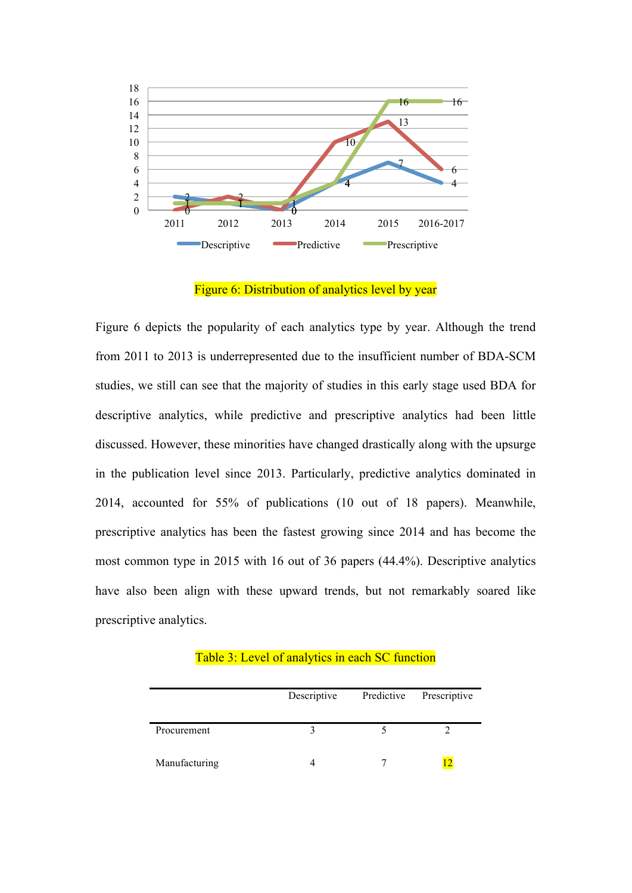Figure 6: Distribution of analytics level by year

Figure 6 depicts the popularity of each analytics type by year. Although the trend from 2011 to 2013 is underrepresented due to the insufficient number of BDA-SCM studies, we still can see that the majority of studies in this early stage used BDA for descriptive analytics, while predictive and prescriptive analytics had been little discussed. However, these minorities have changed drastically along with the upsurge in the publication level since 2013. Particularly, predictive analytics dominated in 2014, accounted for 55% of publications (10 out of 18 papers). Meanwhile, prescriptive analytics has been the fastest growing since 2014 and has become the most common type in 2015 with 16 out of 36 papers (44.4%). Descriptive analytics have also been align with these upward trends, but not remarkably soared like prescriptive analytics.

Table 3: Level of analytics in each SC function

| | Descriptive | Predictive | Prescriptive |
|---|---|---|---|
| Procurement | 3 | 5 | 2 |
| Manufacturing | 4 | 7 | 12 |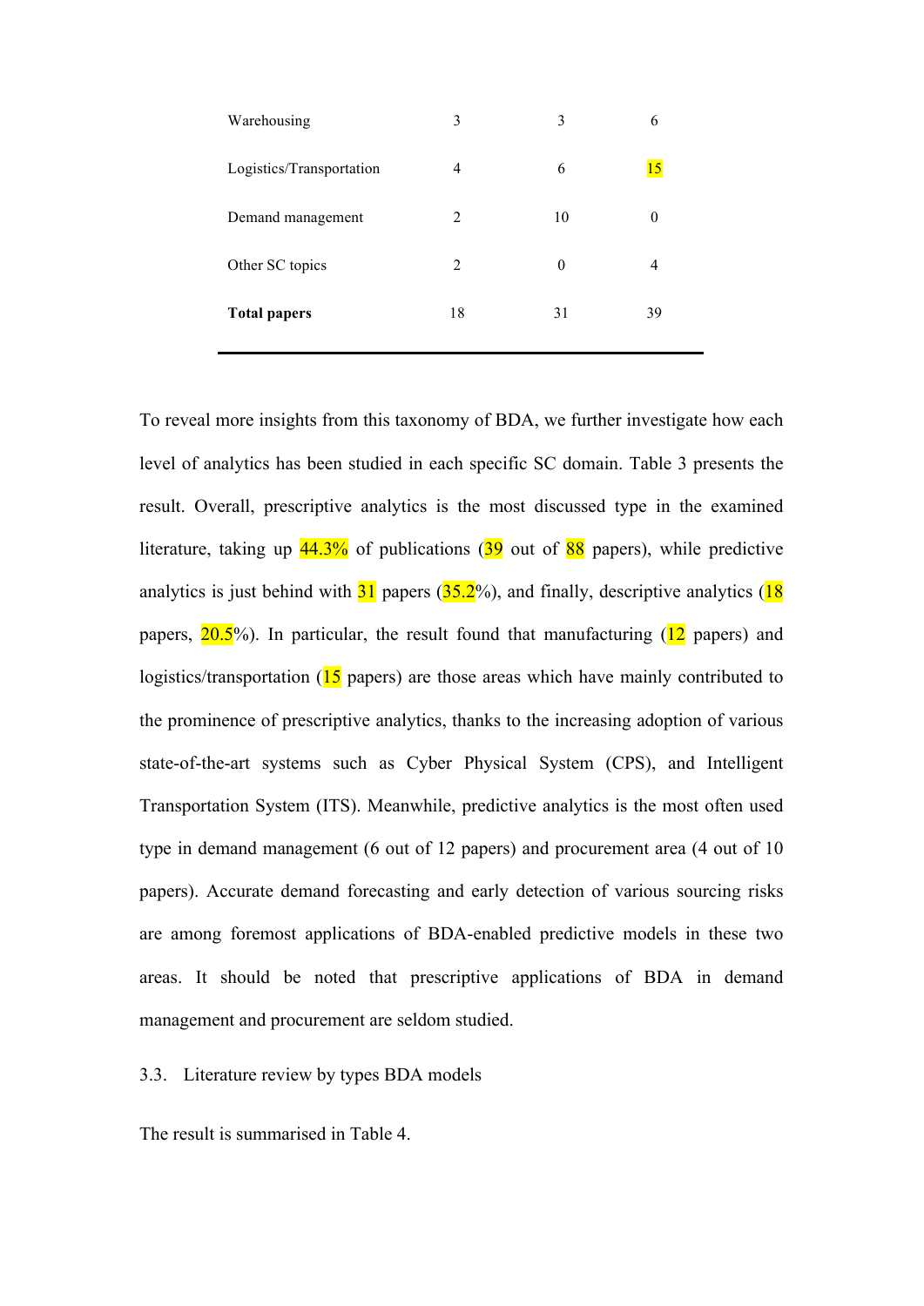| | | | |
|---|---|---|---|
| Warehousing | 3 | 3 | 6 |
| Logistics/Transportation | 4 | 6 | 15 |
| Demand management | 2 | 10 | 0 |
| Other SC topics | 2 | 0 | 4 |
| **Total papers** | 18 | 31 | 39 |

To reveal more insights from this taxonomy of BDA, we further investigate how each level of analytics has been studied in each specific SC domain. Table 3 presents the result. Overall, prescriptive analytics is the most discussed type in the examined literature, taking up 44.3% of publications (39 out of 88 papers), while predictive analytics is just behind with 31 papers (35.2%), and finally, descriptive analytics (18 papers, 20.5%). In particular, the result found that manufacturing (12 papers) and logistics/transportation (15 papers) are those areas which have mainly contributed to the prominence of prescriptive analytics, thanks to the increasing adoption of various state-of-the-art systems such as Cyber Physical System (CPS), and Intelligent Transportation System (ITS). Meanwhile, predictive analytics is the most often used type in demand management (6 out of 12 papers) and procurement area (4 out of 10 papers). Accurate demand forecasting and early detection of various sourcing risks are among foremost applications of BDA-enabled predictive models in these two areas. It should be noted that prescriptive applications of BDA in demand management and procurement are seldom studied.

### 3.3. Literature review by types BDA models

The result is summarised in Table 4.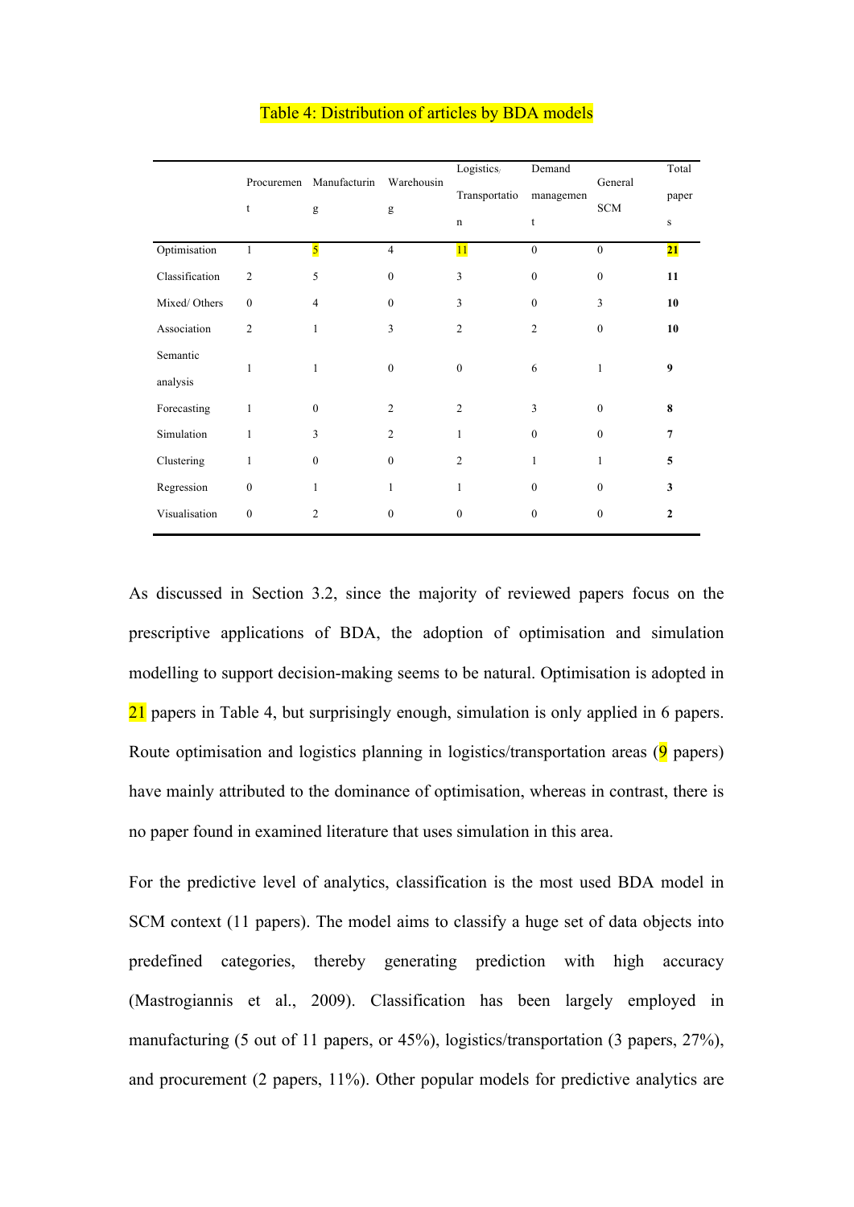Table 4: Distribution of articles by BDA models

| | Procurement | Manufacturing | Warehousing | Logistics/ Transportation | Demand management | General SCM | Total papers |
|---|---|---|---|---|---|---|---|
| Optimisation | 1 | 5 | 4 | 11 | 0 | 0 | **21** |
| Classification | 2 | 5 | 0 | 3 | 0 | 0 | **11** |
| Mixed/ Others | 0 | 4 | 0 | 3 | 0 | 3 | **10** |
| Association | 2 | 1 | 3 | 2 | 2 | 0 | **10** |
| Semantic analysis | 1 | 1 | 0 | 0 | 6 | 1 | **9** |
| Forecasting | 1 | 0 | 2 | 2 | 3 | 0 | **8** |
| Simulation | 1 | 3 | 2 | 1 | 0 | 0 | **7** |
| Clustering | 1 | 0 | 0 | 2 | 1 | 1 | **5** |
| Regression | 0 | 1 | 1 | 1 | 0 | 0 | **3** |
| Visualisation | 0 | 2 | 0 | 0 | 0 | 0 | **2** |

As discussed in Section 3.2, since the majority of reviewed papers focus on the prescriptive applications of BDA, the adoption of optimisation and simulation modelling to support decision-making seems to be natural. Optimisation is adopted in 21 papers in Table 4, but surprisingly enough, simulation is only applied in 6 papers. Route optimisation and logistics planning in logistics/transportation areas (9 papers) have mainly attributed to the dominance of optimisation, whereas in contrast, there is no paper found in examined literature that uses simulation in this area.

For the predictive level of analytics, classification is the most used BDA model in SCM context (11 papers). The model aims to classify a huge set of data objects into predefined categories, thereby generating prediction with high accuracy (Mastrogiannis et al., 2009). Classification has been largely employed in manufacturing (5 out of 11 papers, or 45%), logistics/transportation (3 papers, 27%), and procurement (2 papers, 11%). Other popular models for predictive analytics are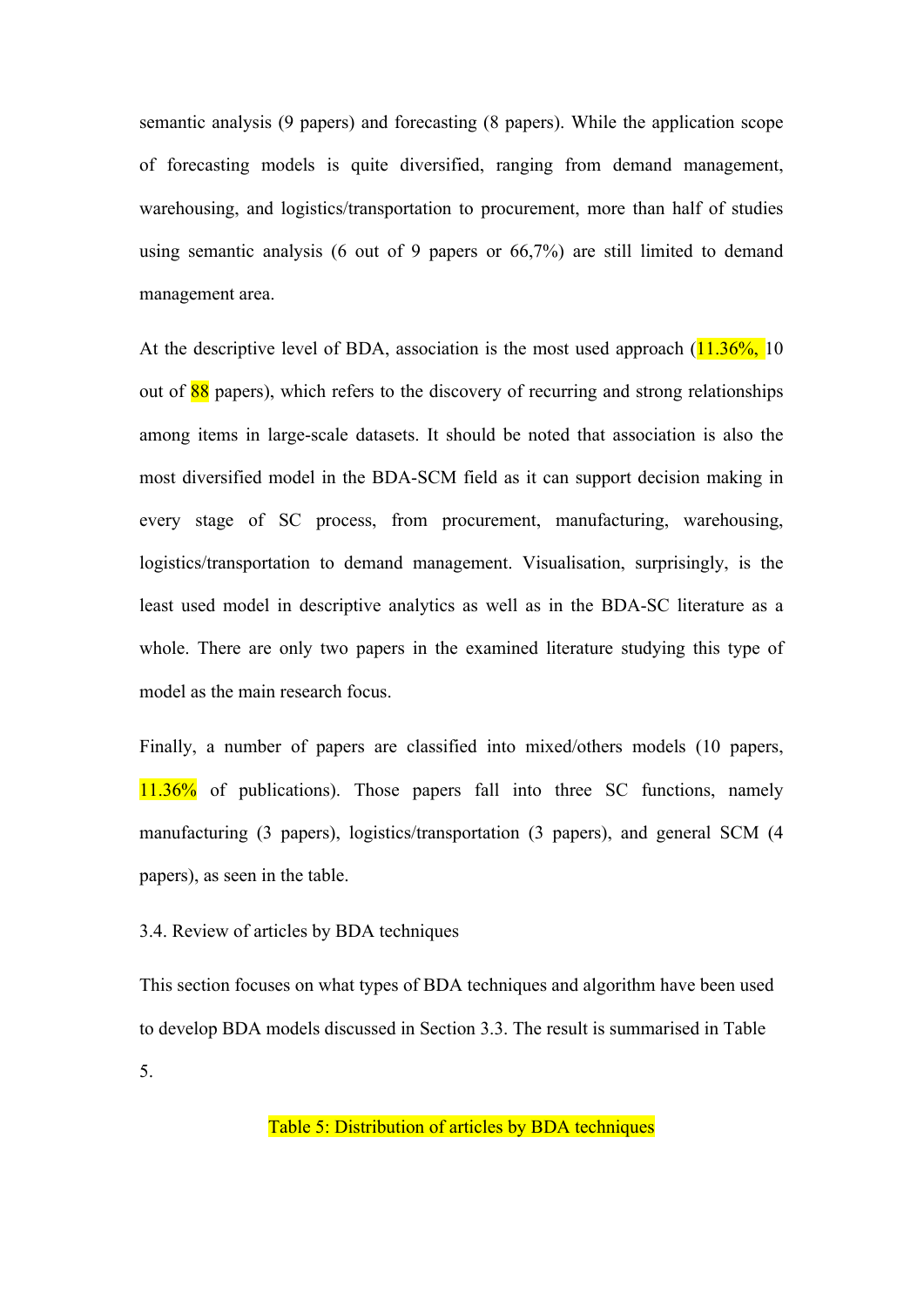semantic analysis (9 papers) and forecasting (8 papers). While the application scope of forecasting models is quite diversified, ranging from demand management, warehousing, and logistics/transportation to procurement, more than half of studies using semantic analysis (6 out of 9 papers or 66,7%) are still limited to demand management area.

At the descriptive level of BDA, association is the most used approach (11.36%, 10 out of 88 papers), which refers to the discovery of recurring and strong relationships among items in large-scale datasets. It should be noted that association is also the most diversified model in the BDA-SCM field as it can support decision making in every stage of SC process, from procurement, manufacturing, warehousing, logistics/transportation to demand management. Visualisation, surprisingly, is the least used model in descriptive analytics as well as in the BDA-SC literature as a whole. There are only two papers in the examined literature studying this type of model as the main research focus.

Finally, a number of papers are classified into mixed/others models (10 papers, 11.36% of publications). Those papers fall into three SC functions, namely manufacturing (3 papers), logistics/transportation (3 papers), and general SCM (4 papers), as seen in the table.

### 3.4. Review of articles by BDA techniques

This section focuses on what types of BDA techniques and algorithm have been used to develop BDA models discussed in Section 3.3. The result is summarised in Table 5.

Table 5: Distribution of articles by BDA techniques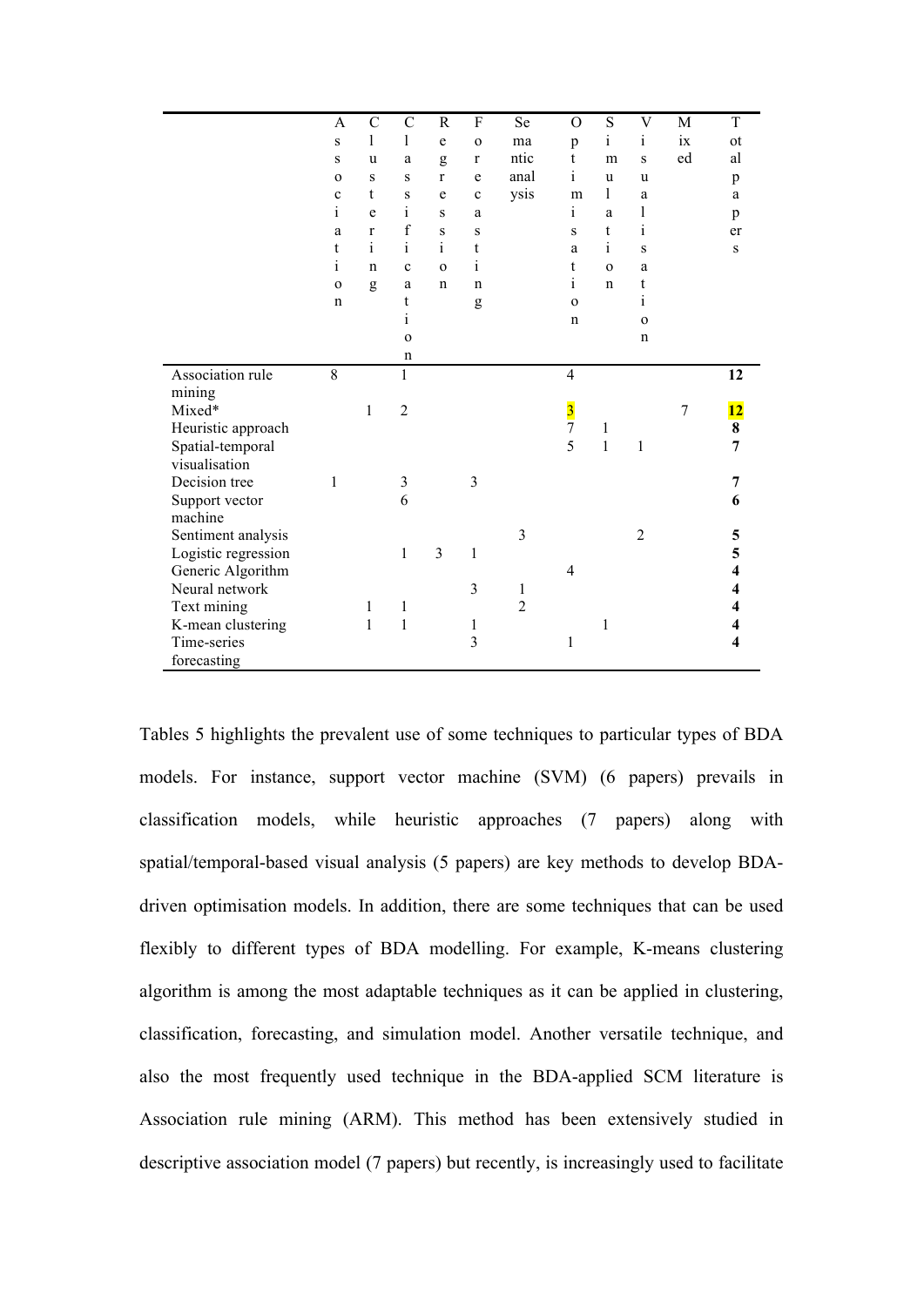| | Association | Clustering | Classification | Regression | Forecasting | Semantic analysis | Optimisation | Simulation | Visualisation | Mixed | Total papers |
|---|---|---|---|---|---|---|---|---|---|---|---|
| Association rule mining | 8 | | 1 | | | | 4 | | | | **12** |
| Mixed* | | 1 | 2 | | | | 3 | | | 7 | **12** |
| Heuristic approach | | | | | | | 7 | 1 | | | **8** |
| Spatial-temporal visualisation | | | | | | | 5 | 1 | 1 | | **7** |
| Decision tree | 1 | | 3 | | 3 | | | | | | **7** |
| Support vector machine | | | 6 | | | | | | | | **6** |
| Sentiment analysis | | | | | | 3 | | | 2 | | **5** |
| Logistic regression | | | 1 | 3 | 1 | | | | | | **5** |
| Generic Algorithm | | | | | | | 4 | | | | **4** |
| Neural network | | | | | 3 | 1 | | | | | **4** |
| Text mining | | 1 | 1 | | | 2 | | | | | **4** |
| K-mean clustering | | 1 | 1 | | 1 | | | 1 | | | **4** |
| Time-series forecasting | | | | | 3 | | 1 | | | | **4** |

Tables 5 highlights the prevalent use of some techniques to particular types of BDA models. For instance, support vector machine (SVM) (6 papers) prevails in classification models, while heuristic approaches (7 papers) along with spatial/temporal-based visual analysis (5 papers) are key methods to develop BDA-driven optimisation models. In addition, there are some techniques that can be used flexibly to different types of BDA modelling. For example, K-means clustering algorithm is among the most adaptable techniques as it can be applied in clustering, classification, forecasting, and simulation model. Another versatile technique, and also the most frequently used technique in the BDA-applied SCM literature is Association rule mining (ARM). This method has been extensively studied in descriptive association model (7 papers) but recently, is increasingly used to facilitate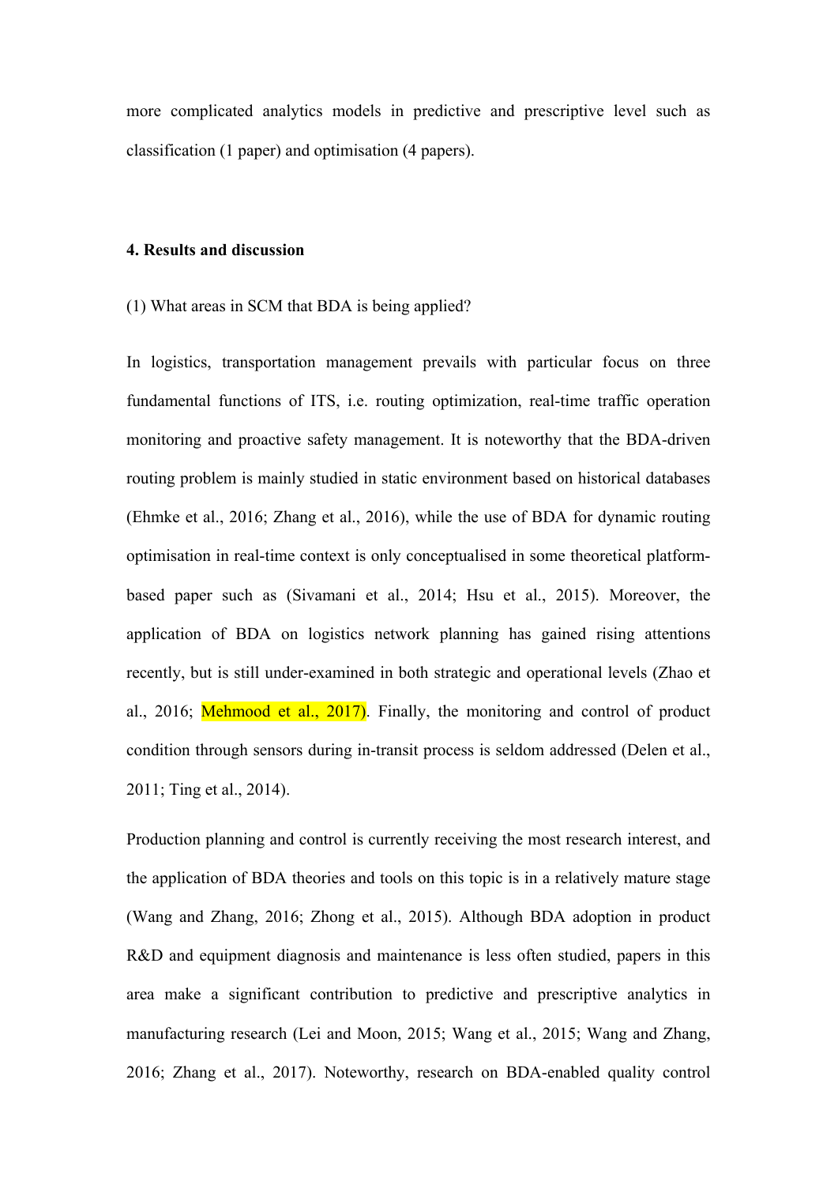more complicated analytics models in predictive and prescriptive level such as classification (1 paper) and optimisation (4 papers).

**4. Results and discussion**

(1) What areas in SCM that BDA is being applied?

In logistics, transportation management prevails with particular focus on three fundamental functions of ITS, i.e. routing optimization, real-time traffic operation monitoring and proactive safety management. It is noteworthy that the BDA-driven routing problem is mainly studied in static environment based on historical databases (Ehmke et al., 2016; Zhang et al., 2016), while the use of BDA for dynamic routing optimisation in real-time context is only conceptualised in some theoretical platform-based paper such as (Sivamani et al., 2014; Hsu et al., 2015). Moreover, the application of BDA on logistics network planning has gained rising attentions recently, but is still under-examined in both strategic and operational levels (Zhao et al., 2016; Mehmood et al., 2017). Finally, the monitoring and control of product condition through sensors during in-transit process is seldom addressed (Delen et al., 2011; Ting et al., 2014).

Production planning and control is currently receiving the most research interest, and the application of BDA theories and tools on this topic is in a relatively mature stage (Wang and Zhang, 2016; Zhong et al., 2015). Although BDA adoption in product R&D and equipment diagnosis and maintenance is less often studied, papers in this area make a significant contribution to predictive and prescriptive analytics in manufacturing research (Lei and Moon, 2015; Wang et al., 2015; Wang and Zhang, 2016; Zhang et al., 2017). Noteworthy, research on BDA-enabled quality control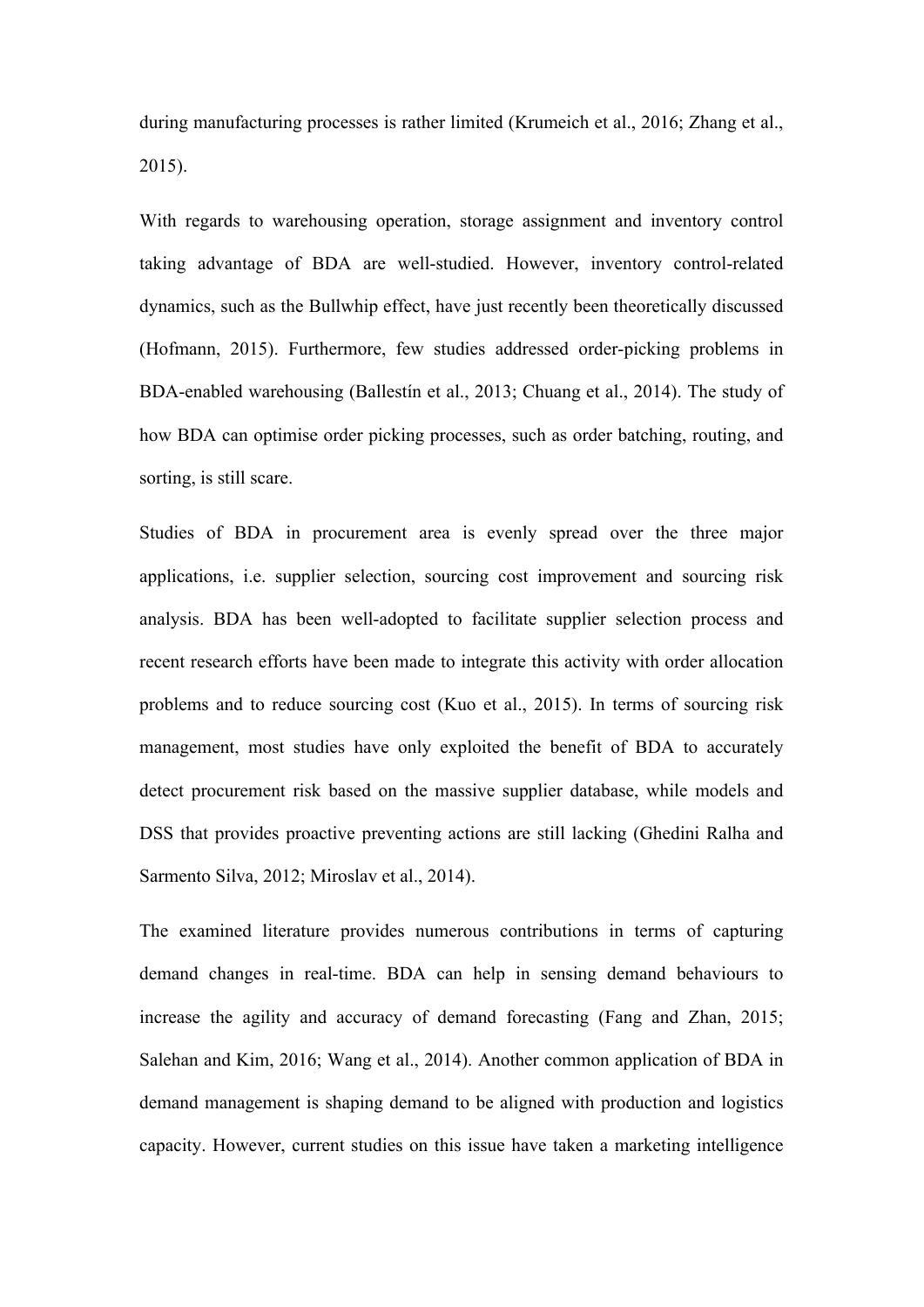during manufacturing processes is rather limited (Krumeich et al., 2016; Zhang et al., 2015).

With regards to warehousing operation, storage assignment and inventory control taking advantage of BDA are well-studied. However, inventory control-related dynamics, such as the Bullwhip effect, have just recently been theoretically discussed (Hofmann, 2015). Furthermore, few studies addressed order-picking problems in BDA-enabled warehousing (Ballestín et al., 2013; Chuang et al., 2014). The study of how BDA can optimise order picking processes, such as order batching, routing, and sorting, is still scare.

Studies of BDA in procurement area is evenly spread over the three major applications, i.e. supplier selection, sourcing cost improvement and sourcing risk analysis. BDA has been well-adopted to facilitate supplier selection process and recent research efforts have been made to integrate this activity with order allocation problems and to reduce sourcing cost (Kuo et al., 2015). In terms of sourcing risk management, most studies have only exploited the benefit of BDA to accurately detect procurement risk based on the massive supplier database, while models and DSS that provides proactive preventing actions are still lacking (Ghedini Ralha and Sarmento Silva, 2012; Miroslav et al., 2014).

The examined literature provides numerous contributions in terms of capturing demand changes in real-time. BDA can help in sensing demand behaviours to increase the agility and accuracy of demand forecasting (Fang and Zhan, 2015; Salehan and Kim, 2016; Wang et al., 2014). Another common application of BDA in demand management is shaping demand to be aligned with production and logistics capacity. However, current studies on this issue have taken a marketing intelligence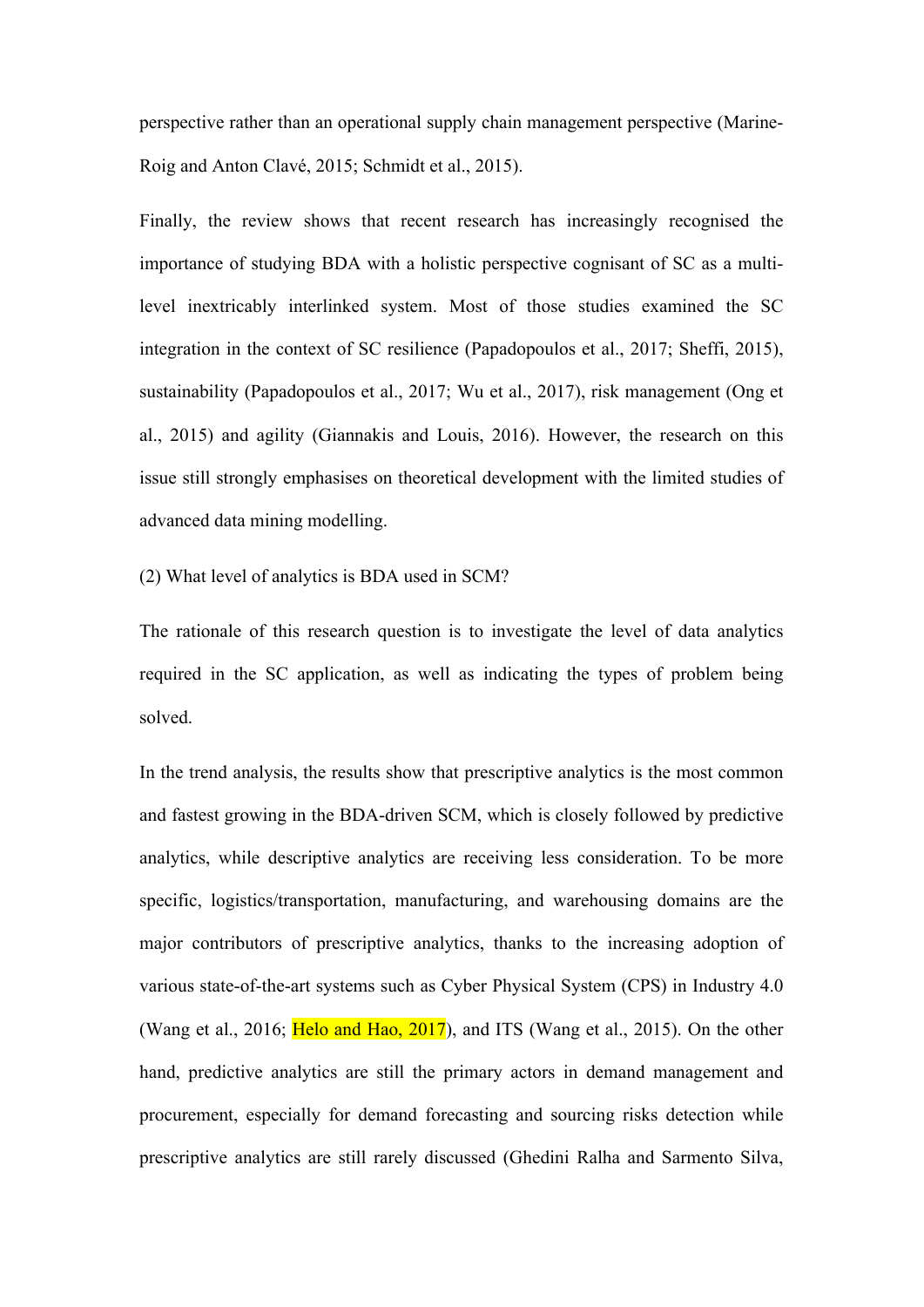perspective rather than an operational supply chain management perspective (Marine-Roig and Anton Clavé, 2015; Schmidt et al., 2015).

Finally, the review shows that recent research has increasingly recognised the importance of studying BDA with a holistic perspective cognisant of SC as a multi-level inextricably interlinked system. Most of those studies examined the SC integration in the context of SC resilience (Papadopoulos et al., 2017; Sheffi, 2015), sustainability (Papadopoulos et al., 2017; Wu et al., 2017), risk management (Ong et al., 2015) and agility (Giannakis and Louis, 2016). However, the research on this issue still strongly emphasises on theoretical development with the limited studies of advanced data mining modelling.

(2) What level of analytics is BDA used in SCM?

The rationale of this research question is to investigate the level of data analytics required in the SC application, as well as indicating the types of problem being solved.

In the trend analysis, the results show that prescriptive analytics is the most common and fastest growing in the BDA-driven SCM, which is closely followed by predictive analytics, while descriptive analytics are receiving less consideration. To be more specific, logistics/transportation, manufacturing, and warehousing domains are the major contributors of prescriptive analytics, thanks to the increasing adoption of various state-of-the-art systems such as Cyber Physical System (CPS) in Industry 4.0 (Wang et al., 2016; Helo and Hao, 2017), and ITS (Wang et al., 2015). On the other hand, predictive analytics are still the primary actors in demand management and procurement, especially for demand forecasting and sourcing risks detection while prescriptive analytics are still rarely discussed (Ghedini Ralha and Sarmento Silva,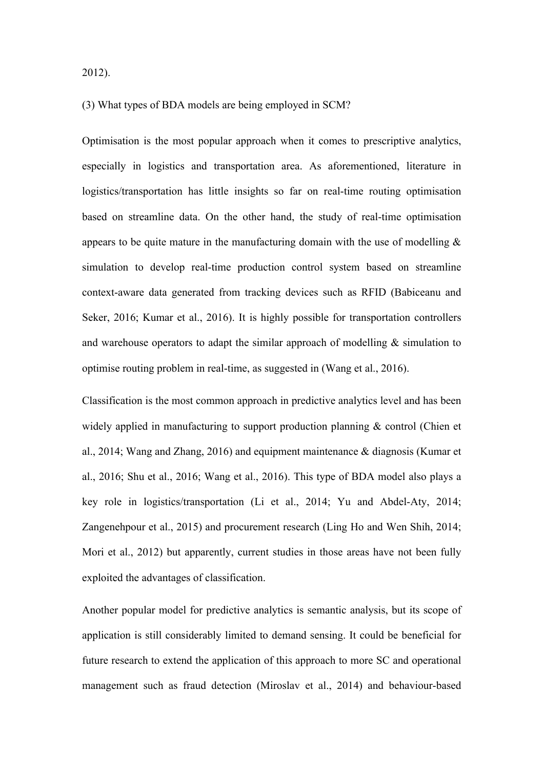2012).

(3) What types of BDA models are being employed in SCM?

Optimisation is the most popular approach when it comes to prescriptive analytics, especially in logistics and transportation area. As aforementioned, literature in logistics/transportation has little insights so far on real-time routing optimisation based on streamline data. On the other hand, the study of real-time optimisation appears to be quite mature in the manufacturing domain with the use of modelling & simulation to develop real-time production control system based on streamline context-aware data generated from tracking devices such as RFID (Babiceanu and Seker, 2016; Kumar et al., 2016). It is highly possible for transportation controllers and warehouse operators to adapt the similar approach of modelling & simulation to optimise routing problem in real-time, as suggested in (Wang et al., 2016).

Classification is the most common approach in predictive analytics level and has been widely applied in manufacturing to support production planning & control (Chien et al., 2014; Wang and Zhang, 2016) and equipment maintenance & diagnosis (Kumar et al., 2016; Shu et al., 2016; Wang et al., 2016). This type of BDA model also plays a key role in logistics/transportation (Li et al., 2014; Yu and Abdel-Aty, 2014; Zangenehpour et al., 2015) and procurement research (Ling Ho and Wen Shih, 2014; Mori et al., 2012) but apparently, current studies in those areas have not been fully exploited the advantages of classification.

Another popular model for predictive analytics is semantic analysis, but its scope of application is still considerably limited to demand sensing. It could be beneficial for future research to extend the application of this approach to more SC and operational management such as fraud detection (Miroslav et al., 2014) and behaviour-based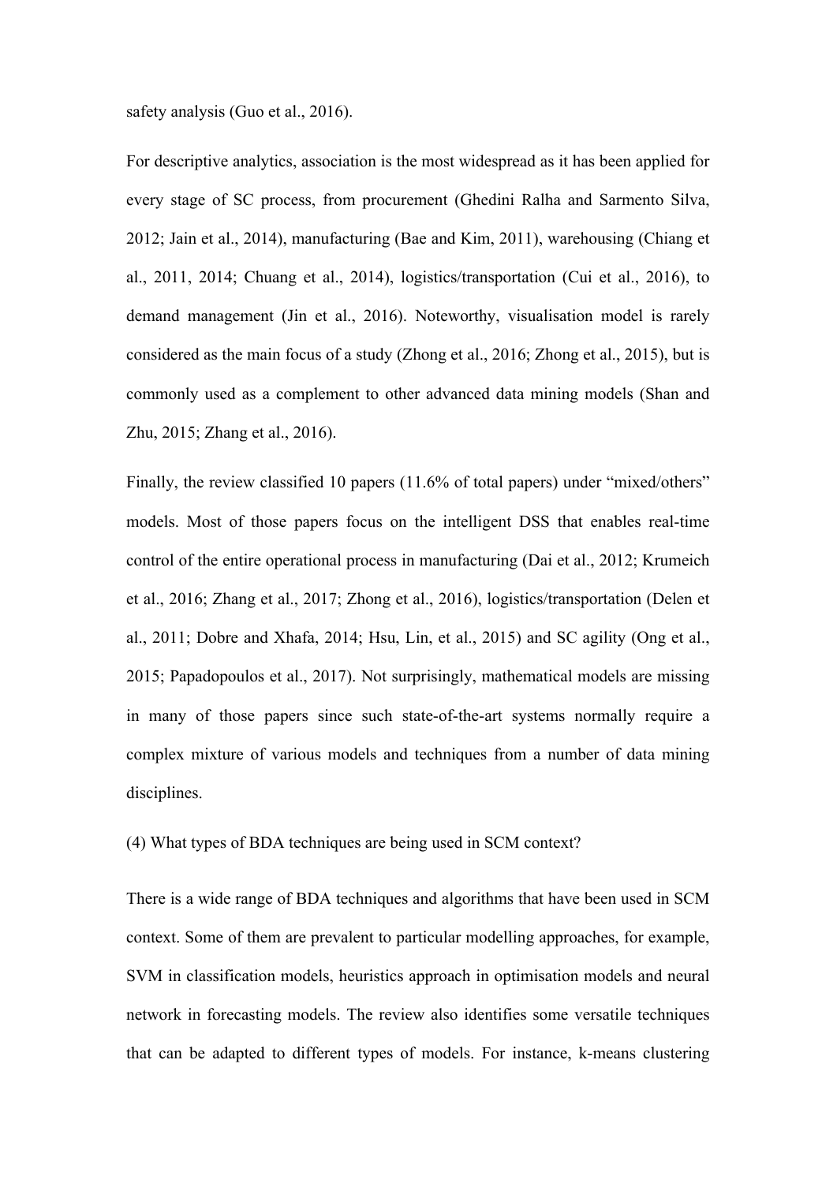safety analysis (Guo et al., 2016).

For descriptive analytics, association is the most widespread as it has been applied for every stage of SC process, from procurement (Ghedini Ralha and Sarmento Silva, 2012; Jain et al., 2014), manufacturing (Bae and Kim, 2011), warehousing (Chiang et al., 2011, 2014; Chuang et al., 2014), logistics/transportation (Cui et al., 2016), to demand management (Jin et al., 2016). Noteworthy, visualisation model is rarely considered as the main focus of a study (Zhong et al., 2016; Zhong et al., 2015), but is commonly used as a complement to other advanced data mining models (Shan and Zhu, 2015; Zhang et al., 2016).

Finally, the review classified 10 papers (11.6% of total papers) under "mixed/others" models. Most of those papers focus on the intelligent DSS that enables real-time control of the entire operational process in manufacturing (Dai et al., 2012; Krumeich et al., 2016; Zhang et al., 2017; Zhong et al., 2016), logistics/transportation (Delen et al., 2011; Dobre and Xhafa, 2014; Hsu, Lin, et al., 2015) and SC agility (Ong et al., 2015; Papadopoulos et al., 2017). Not surprisingly, mathematical models are missing in many of those papers since such state-of-the-art systems normally require a complex mixture of various models and techniques from a number of data mining disciplines.

(4) What types of BDA techniques are being used in SCM context?

There is a wide range of BDA techniques and algorithms that have been used in SCM context. Some of them are prevalent to particular modelling approaches, for example, SVM in classification models, heuristics approach in optimisation models and neural network in forecasting models. The review also identifies some versatile techniques that can be adapted to different types of models. For instance, k-means clustering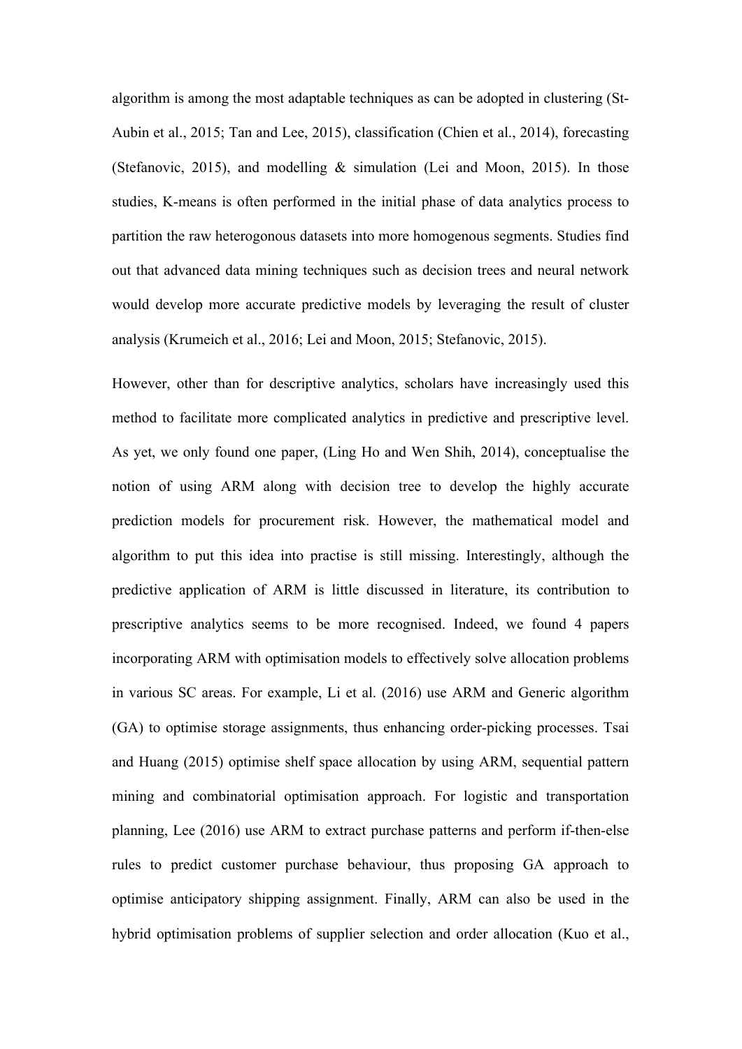algorithm is among the most adaptable techniques as can be adopted in clustering (St-Aubin et al., 2015; Tan and Lee, 2015), classification (Chien et al., 2014), forecasting (Stefanovic, 2015), and modelling & simulation (Lei and Moon, 2015). In those studies, K-means is often performed in the initial phase of data analytics process to partition the raw heterogonous datasets into more homogenous segments. Studies find out that advanced data mining techniques such as decision trees and neural network would develop more accurate predictive models by leveraging the result of cluster analysis (Krumeich et al., 2016; Lei and Moon, 2015; Stefanovic, 2015).

However, other than for descriptive analytics, scholars have increasingly used this method to facilitate more complicated analytics in predictive and prescriptive level. As yet, we only found one paper, (Ling Ho and Wen Shih, 2014), conceptualise the notion of using ARM along with decision tree to develop the highly accurate prediction models for procurement risk. However, the mathematical model and algorithm to put this idea into practise is still missing. Interestingly, although the predictive application of ARM is little discussed in literature, its contribution to prescriptive analytics seems to be more recognised. Indeed, we found 4 papers incorporating ARM with optimisation models to effectively solve allocation problems in various SC areas. For example, Li et al. (2016) use ARM and Generic algorithm (GA) to optimise storage assignments, thus enhancing order-picking processes. Tsai and Huang (2015) optimise shelf space allocation by using ARM, sequential pattern mining and combinatorial optimisation approach. For logistic and transportation planning, Lee (2016) use ARM to extract purchase patterns and perform if-then-else rules to predict customer purchase behaviour, thus proposing GA approach to optimise anticipatory shipping assignment. Finally, ARM can also be used in the hybrid optimisation problems of supplier selection and order allocation (Kuo et al.,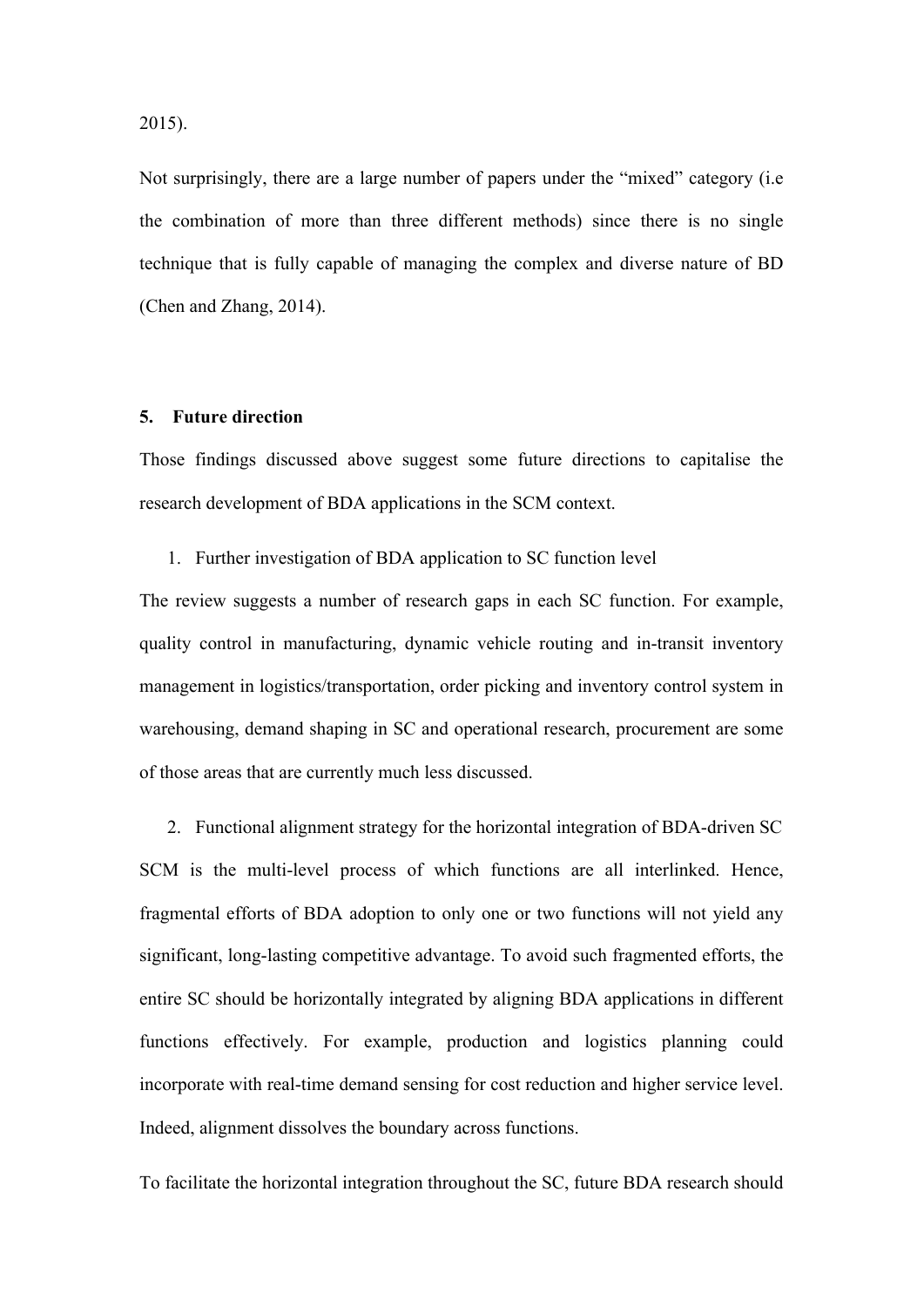2015).

Not surprisingly, there are a large number of papers under the “mixed” category (i.e the combination of more than three different methods) since there is no single technique that is fully capable of managing the complex and diverse nature of BD (Chen and Zhang, 2014).

## 5. Future direction

Those findings discussed above suggest some future directions to capitalise the research development of BDA applications in the SCM context.

1. Further investigation of BDA application to SC function level

The review suggests a number of research gaps in each SC function. For example, quality control in manufacturing, dynamic vehicle routing and in-transit inventory management in logistics/transportation, order picking and inventory control system in warehousing, demand shaping in SC and operational research, procurement are some of those areas that are currently much less discussed.

2. Functional alignment strategy for the horizontal integration of BDA-driven SC

SCM is the multi-level process of which functions are all interlinked. Hence, fragmental efforts of BDA adoption to only one or two functions will not yield any significant, long-lasting competitive advantage. To avoid such fragmented efforts, the entire SC should be horizontally integrated by aligning BDA applications in different functions effectively. For example, production and logistics planning could incorporate with real-time demand sensing for cost reduction and higher service level. Indeed, alignment dissolves the boundary across functions.

To facilitate the horizontal integration throughout the SC, future BDA research should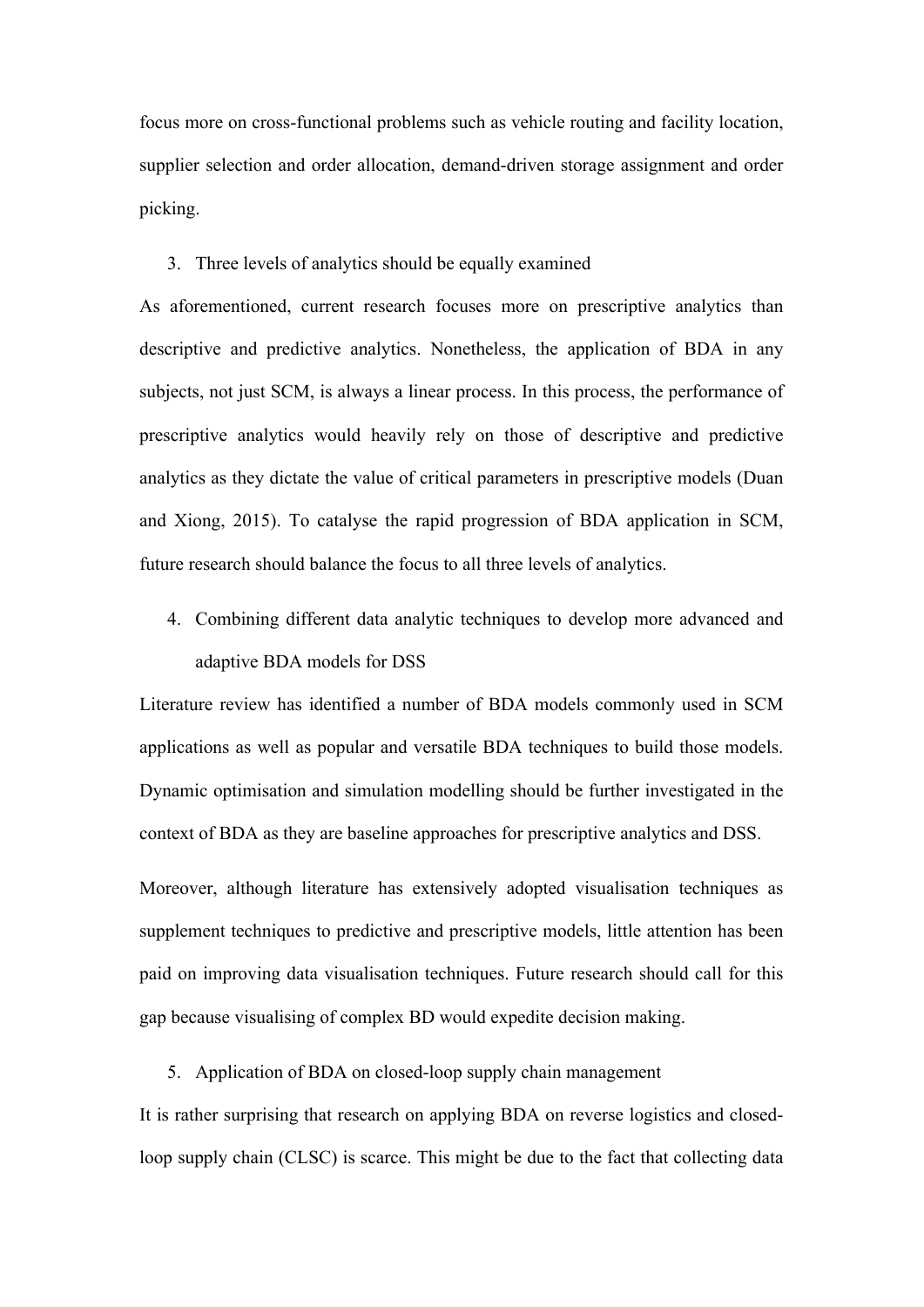focus more on cross-functional problems such as vehicle routing and facility location, supplier selection and order allocation, demand-driven storage assignment and order picking.

3. Three levels of analytics should be equally examined

As aforementioned, current research focuses more on prescriptive analytics than descriptive and predictive analytics. Nonetheless, the application of BDA in any subjects, not just SCM, is always a linear process. In this process, the performance of prescriptive analytics would heavily rely on those of descriptive and predictive analytics as they dictate the value of critical parameters in prescriptive models (Duan and Xiong, 2015). To catalyse the rapid progression of BDA application in SCM, future research should balance the focus to all three levels of analytics.

4. Combining different data analytic techniques to develop more advanced and adaptive BDA models for DSS

Literature review has identified a number of BDA models commonly used in SCM applications as well as popular and versatile BDA techniques to build those models. Dynamic optimisation and simulation modelling should be further investigated in the context of BDA as they are baseline approaches for prescriptive analytics and DSS.

Moreover, although literature has extensively adopted visualisation techniques as supplement techniques to predictive and prescriptive models, little attention has been paid on improving data visualisation techniques. Future research should call for this gap because visualising of complex BD would expedite decision making.

5. Application of BDA on closed-loop supply chain management

It is rather surprising that research on applying BDA on reverse logistics and closed-loop supply chain (CLSC) is scarce. This might be due to the fact that collecting data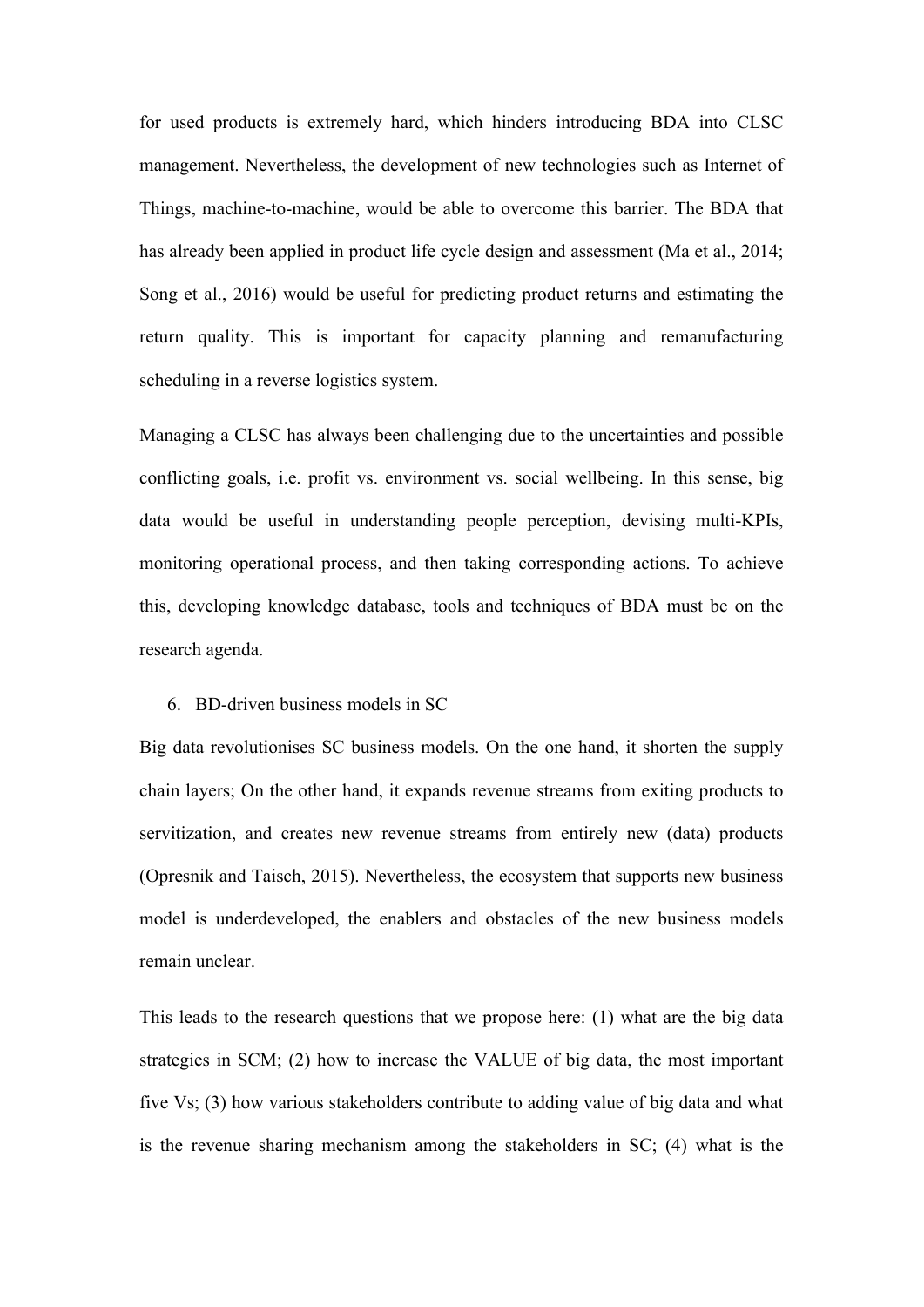for used products is extremely hard, which hinders introducing BDA into CLSC management. Nevertheless, the development of new technologies such as Internet of Things, machine-to-machine, would be able to overcome this barrier. The BDA that has already been applied in product life cycle design and assessment (Ma et al., 2014; Song et al., 2016) would be useful for predicting product returns and estimating the return quality. This is important for capacity planning and remanufacturing scheduling in a reverse logistics system.

Managing a CLSC has always been challenging due to the uncertainties and possible conflicting goals, i.e. profit vs. environment vs. social wellbeing. In this sense, big data would be useful in understanding people perception, devising multi-KPIs, monitoring operational process, and then taking corresponding actions. To achieve this, developing knowledge database, tools and techniques of BDA must be on the research agenda.

6. BD-driven business models in SC

Big data revolutionises SC business models. On the one hand, it shorten the supply chain layers; On the other hand, it expands revenue streams from exiting products to servitization, and creates new revenue streams from entirely new (data) products (Opresnik and Taisch, 2015). Nevertheless, the ecosystem that supports new business model is underdeveloped, the enablers and obstacles of the new business models remain unclear.

This leads to the research questions that we propose here: (1) what are the big data strategies in SCM; (2) how to increase the VALUE of big data, the most important five Vs; (3) how various stakeholders contribute to adding value of big data and what is the revenue sharing mechanism among the stakeholders in SC; (4) what is the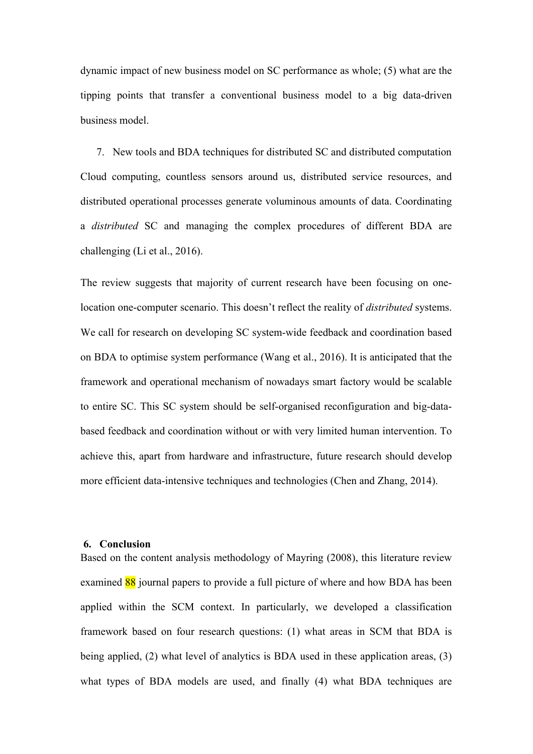dynamic impact of new business model on SC performance as whole; (5) what are the tipping points that transfer a conventional business model to a big data-driven business model.

7. New tools and BDA techniques for distributed SC and distributed computation

Cloud computing, countless sensors around us, distributed service resources, and distributed operational processes generate voluminous amounts of data. Coordinating a *distributed* SC and managing the complex procedures of different BDA are challenging (Li et al., 2016).

The review suggests that majority of current research have been focusing on one-location one-computer scenario. This doesn't reflect the reality of *distributed* systems. We call for research on developing SC system-wide feedback and coordination based on BDA to optimise system performance (Wang et al., 2016). It is anticipated that the framework and operational mechanism of nowadays smart factory would be scalable to entire SC. This SC system should be self-organised reconfiguration and big-data-based feedback and coordination without or with very limited human intervention. To achieve this, apart from hardware and infrastructure, future research should develop more efficient data-intensive techniques and technologies (Chen and Zhang, 2014).

## 6. Conclusion

Based on the content analysis methodology of Mayring (2008), this literature review examined 88 journal papers to provide a full picture of where and how BDA has been applied within the SCM context. In particularly, we developed a classification framework based on four research questions: (1) what areas in SCM that BDA is being applied, (2) what level of analytics is BDA used in these application areas, (3) what types of BDA models are used, and finally (4) what BDA techniques are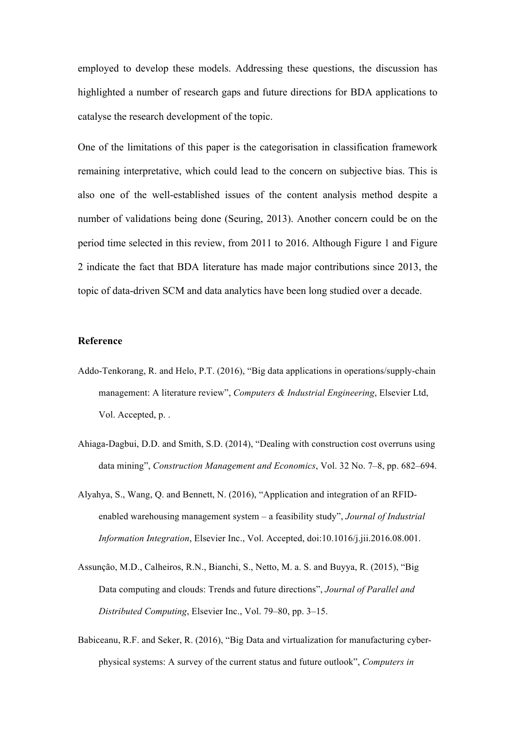employed to develop these models. Addressing these questions, the discussion has highlighted a number of research gaps and future directions for BDA applications to catalyse the research development of the topic.

One of the limitations of this paper is the categorisation in classification framework remaining interpretative, which could lead to the concern on subjective bias. This is also one of the well-established issues of the content analysis method despite a number of validations being done (Seuring, 2013). Another concern could be on the period time selected in this review, from 2011 to 2016. Although Figure 1 and Figure 2 indicate the fact that BDA literature has made major contributions since 2013, the topic of data-driven SCM and data analytics have been long studied over a decade.

**Reference**

Addo-Tenkorang, R. and Helo, P.T. (2016), "Big data applications in operations/supply-chain management: A literature review", *Computers & Industrial Engineering*, Elsevier Ltd, Vol. Accepted, p. .

Ahiaga-Dagbui, D.D. and Smith, S.D. (2014), "Dealing with construction cost overruns using data mining", *Construction Management and Economics*, Vol. 32 No. 7–8, pp. 682–694.

Alyahya, S., Wang, Q. and Bennett, N. (2016), "Application and integration of an RFID-enabled warehousing management system – a feasibility study", *Journal of Industrial Information Integration*, Elsevier Inc., Vol. Accepted, doi:10.1016/j.jii.2016.08.001.

Assunção, M.D., Calheiros, R.N., Bianchi, S., Netto, M. a. S. and Buyya, R. (2015), "Big Data computing and clouds: Trends and future directions", *Journal of Parallel and Distributed Computing*, Elsevier Inc., Vol. 79–80, pp. 3–15.

Babiceanu, R.F. and Seker, R. (2016), "Big Data and virtualization for manufacturing cyber-physical systems: A survey of the current status and future outlook", *Computers in*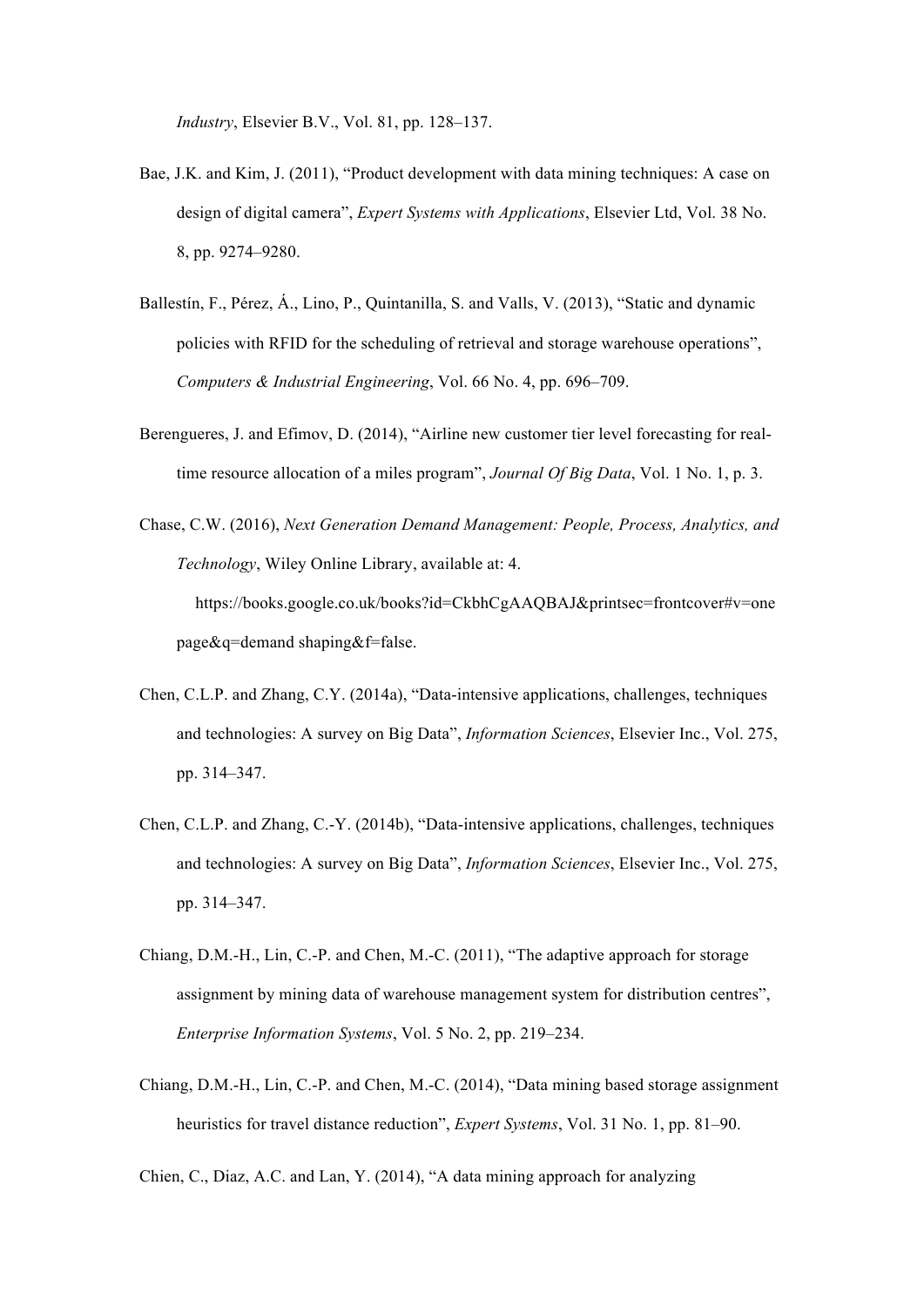*Industry*, Elsevier B.V., Vol. 81, pp. 128–137.

Bae, J.K. and Kim, J. (2011), "Product development with data mining techniques: A case on design of digital camera", *Expert Systems with Applications*, Elsevier Ltd, Vol. 38 No. 8, pp. 9274–9280.

Ballestín, F., Pérez, Á., Lino, P., Quintanilla, S. and Valls, V. (2013), "Static and dynamic policies with RFID for the scheduling of retrieval and storage warehouse operations", *Computers & Industrial Engineering*, Vol. 66 No. 4, pp. 696–709.

Berengueres, J. and Efimov, D. (2014), "Airline new customer tier level forecasting for real-time resource allocation of a miles program", *Journal Of Big Data*, Vol. 1 No. 1, p. 3.

Chase, C.W. (2016), *Next Generation Demand Management: People, Process, Analytics, and Technology*, Wiley Online Library, available at: 4. https://books.google.co.uk/books?id=CkbhCgAAQBAJ&printsec=frontcover#v=onepage&q=demand shaping&f=false.

Chen, C.L.P. and Zhang, C.Y. (2014a), "Data-intensive applications, challenges, techniques and technologies: A survey on Big Data", *Information Sciences*, Elsevier Inc., Vol. 275, pp. 314–347.

Chen, C.L.P. and Zhang, C.-Y. (2014b), "Data-intensive applications, challenges, techniques and technologies: A survey on Big Data", *Information Sciences*, Elsevier Inc., Vol. 275, pp. 314–347.

Chiang, D.M.-H., Lin, C.-P. and Chen, M.-C. (2011), "The adaptive approach for storage assignment by mining data of warehouse management system for distribution centres", *Enterprise Information Systems*, Vol. 5 No. 2, pp. 219–234.

Chiang, D.M.-H., Lin, C.-P. and Chen, M.-C. (2014), "Data mining based storage assignment heuristics for travel distance reduction", *Expert Systems*, Vol. 31 No. 1, pp. 81–90.

Chien, C., Diaz, A.C. and Lan, Y. (2014), "A data mining approach for analyzing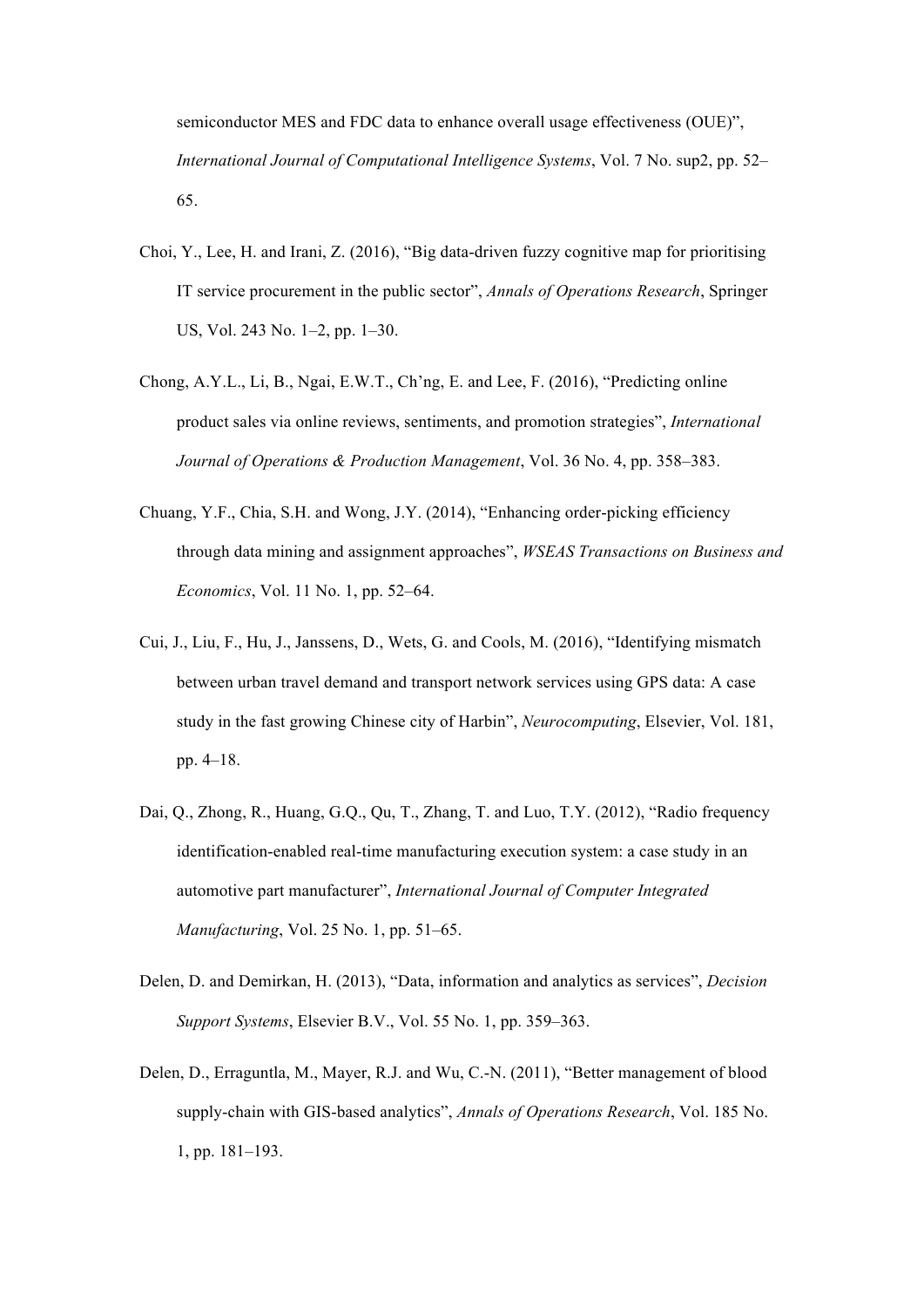semiconductor MES and FDC data to enhance overall usage effectiveness (OUE)", *International Journal of Computational Intelligence Systems*, Vol. 7 No. sup2, pp. 52–65.

Choi, Y., Lee, H. and Irani, Z. (2016), "Big data-driven fuzzy cognitive map for prioritising IT service procurement in the public sector", *Annals of Operations Research*, Springer US, Vol. 243 No. 1–2, pp. 1–30.

Chong, A.Y.L., Li, B., Ngai, E.W.T., Ch'ng, E. and Lee, F. (2016), "Predicting online product sales via online reviews, sentiments, and promotion strategies", *International Journal of Operations & Production Management*, Vol. 36 No. 4, pp. 358–383.

Chuang, Y.F., Chia, S.H. and Wong, J.Y. (2014), "Enhancing order-picking efficiency through data mining and assignment approaches", *WSEAS Transactions on Business and Economics*, Vol. 11 No. 1, pp. 52–64.

Cui, J., Liu, F., Hu, J., Janssens, D., Wets, G. and Cools, M. (2016), "Identifying mismatch between urban travel demand and transport network services using GPS data: A case study in the fast growing Chinese city of Harbin", *Neurocomputing*, Elsevier, Vol. 181, pp. 4–18.

Dai, Q., Zhong, R., Huang, G.Q., Qu, T., Zhang, T. and Luo, T.Y. (2012), "Radio frequency identification-enabled real-time manufacturing execution system: a case study in an automotive part manufacturer", *International Journal of Computer Integrated Manufacturing*, Vol. 25 No. 1, pp. 51–65.

Delen, D. and Demirkan, H. (2013), "Data, information and analytics as services", *Decision Support Systems*, Elsevier B.V., Vol. 55 No. 1, pp. 359–363.

Delen, D., Erraguntla, M., Mayer, R.J. and Wu, C.-N. (2011), "Better management of blood supply-chain with GIS-based analytics", *Annals of Operations Research*, Vol. 185 No. 1, pp. 181–193.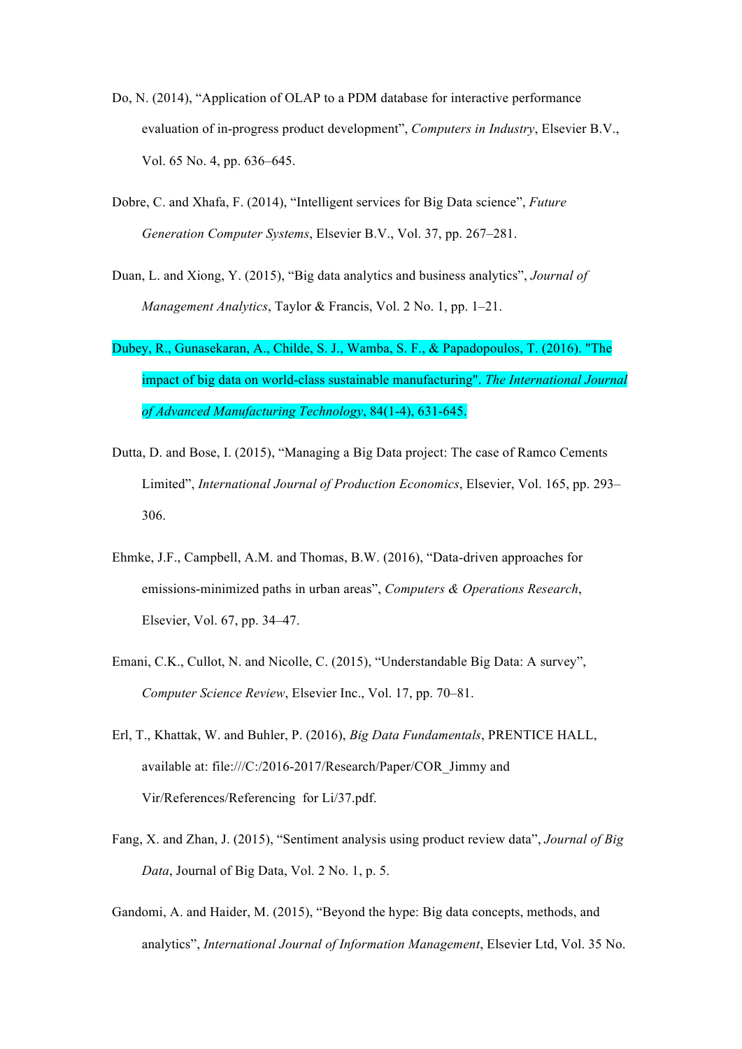Do, N. (2014), “Application of OLAP to a PDM database for interactive performance evaluation of in-progress product development”, *Computers in Industry*, Elsevier B.V., Vol. 65 No. 4, pp. 636–645.

Dobre, C. and Xhafa, F. (2014), “Intelligent services for Big Data science”, *Future Generation Computer Systems*, Elsevier B.V., Vol. 37, pp. 267–281.

Duan, L. and Xiong, Y. (2015), “Big data analytics and business analytics”, *Journal of Management Analytics*, Taylor & Francis, Vol. 2 No. 1, pp. 1–21.

Dubey, R., Gunasekaran, A., Childe, S. J., Wamba, S. F., & Papadopoulos, T. (2016). "The impact of big data on world-class sustainable manufacturing". *The International Journal of Advanced Manufacturing Technology*, 84(1-4), 631-645.

Dutta, D. and Bose, I. (2015), “Managing a Big Data project: The case of Ramco Cements Limited”, *International Journal of Production Economics*, Elsevier, Vol. 165, pp. 293–306.

Ehmke, J.F., Campbell, A.M. and Thomas, B.W. (2016), “Data-driven approaches for emissions-minimized paths in urban areas”, *Computers & Operations Research*, Elsevier, Vol. 67, pp. 34–47.

Emani, C.K., Cullot, N. and Nicolle, C. (2015), “Understandable Big Data: A survey”, *Computer Science Review*, Elsevier Inc., Vol. 17, pp. 70–81.

Erl, T., Khattak, W. and Buhler, P. (2016), *Big Data Fundamentals*, PRENTICE HALL, available at: file:///C:/2016-2017/Research/Paper/COR_Jimmy and Vir/References/Referencing for Li/37.pdf.

Fang, X. and Zhan, J. (2015), “Sentiment analysis using product review data”, *Journal of Big Data*, Journal of Big Data, Vol. 2 No. 1, p. 5.

Gandomi, A. and Haider, M. (2015), “Beyond the hype: Big data concepts, methods, and analytics”, *International Journal of Information Management*, Elsevier Ltd, Vol. 35 No.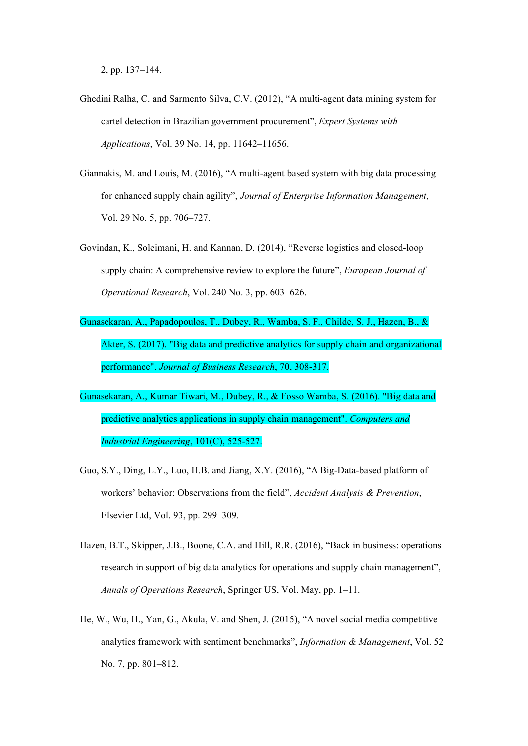2, pp. 137–144.

Ghedini Ralha, C. and Sarmento Silva, C.V. (2012), "A multi-agent data mining system for cartel detection in Brazilian government procurement", *Expert Systems with Applications*, Vol. 39 No. 14, pp. 11642–11656.

Giannakis, M. and Louis, M. (2016), "A multi-agent based system with big data processing for enhanced supply chain agility", *Journal of Enterprise Information Management*, Vol. 29 No. 5, pp. 706–727.

Govindan, K., Soleimani, H. and Kannan, D. (2014), "Reverse logistics and closed-loop supply chain: A comprehensive review to explore the future", *European Journal of Operational Research*, Vol. 240 No. 3, pp. 603–626.

Gunasekaran, A., Papadopoulos, T., Dubey, R., Wamba, S. F., Childe, S. J., Hazen, B., & Akter, S. (2017). "Big data and predictive analytics for supply chain and organizational performance". *Journal of Business Research*, 70, 308-317.

Gunasekaran, A., Kumar Tiwari, M., Dubey, R., & Fosso Wamba, S. (2016). "Big data and predictive analytics applications in supply chain management". *Computers and Industrial Engineering*, 101(C), 525-527.

Guo, S.Y., Ding, L.Y., Luo, H.B. and Jiang, X.Y. (2016), "A Big-Data-based platform of workers' behavior: Observations from the field", *Accident Analysis & Prevention*, Elsevier Ltd, Vol. 93, pp. 299–309.

Hazen, B.T., Skipper, J.B., Boone, C.A. and Hill, R.R. (2016), "Back in business: operations research in support of big data analytics for operations and supply chain management", *Annals of Operations Research*, Springer US, Vol. May, pp. 1–11.

He, W., Wu, H., Yan, G., Akula, V. and Shen, J. (2015), "A novel social media competitive analytics framework with sentiment benchmarks", *Information & Management*, Vol. 52 No. 7, pp. 801–812.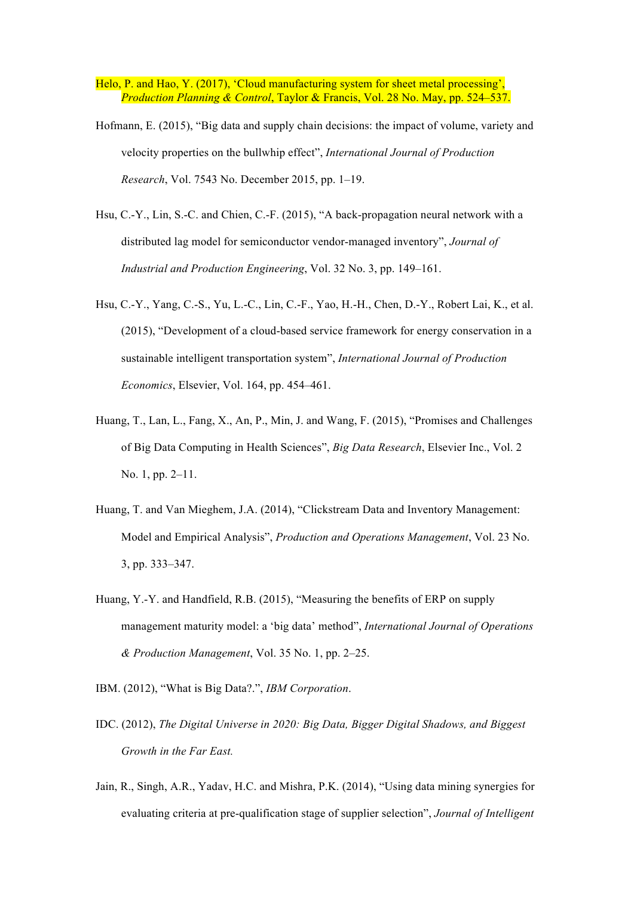Helo, P. and Hao, Y. (2017), 'Cloud manufacturing system for sheet metal processing', *Production Planning & Control*, Taylor & Francis, Vol. 28 No. May, pp. 524–537.

Hofmann, E. (2015), "Big data and supply chain decisions: the impact of volume, variety and velocity properties on the bullwhip effect", *International Journal of Production Research*, Vol. 7543 No. December 2015, pp. 1–19.

Hsu, C.-Y., Lin, S.-C. and Chien, C.-F. (2015), "A back-propagation neural network with a distributed lag model for semiconductor vendor-managed inventory", *Journal of Industrial and Production Engineering*, Vol. 32 No. 3, pp. 149–161.

Hsu, C.-Y., Yang, C.-S., Yu, L.-C., Lin, C.-F., Yao, H.-H., Chen, D.-Y., Robert Lai, K., et al. (2015), "Development of a cloud-based service framework for energy conservation in a sustainable intelligent transportation system", *International Journal of Production Economics*, Elsevier, Vol. 164, pp. 454–461.

Huang, T., Lan, L., Fang, X., An, P., Min, J. and Wang, F. (2015), "Promises and Challenges of Big Data Computing in Health Sciences", *Big Data Research*, Elsevier Inc., Vol. 2 No. 1, pp. 2–11.

Huang, T. and Van Mieghem, J.A. (2014), "Clickstream Data and Inventory Management: Model and Empirical Analysis", *Production and Operations Management*, Vol. 23 No. 3, pp. 333–347.

Huang, Y.-Y. and Handfield, R.B. (2015), "Measuring the benefits of ERP on supply management maturity model: a 'big data' method", *International Journal of Operations & Production Management*, Vol. 35 No. 1, pp. 2–25.

IBM. (2012), "What is Big Data?.", *IBM Corporation*.

IDC. (2012), *The Digital Universe in 2020: Big Data, Bigger Digital Shadows, and Biggest Growth in the Far East.*

Jain, R., Singh, A.R., Yadav, H.C. and Mishra, P.K. (2014), "Using data mining synergies for evaluating criteria at pre-qualification stage of supplier selection", *Journal of Intelligent*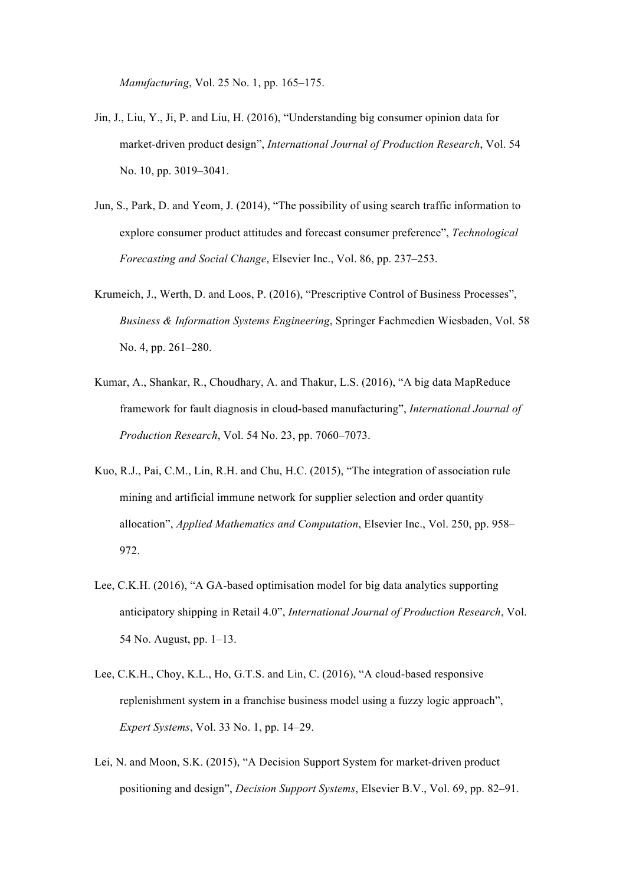*Manufacturing*, Vol. 25 No. 1, pp. 165–175.

Jin, J., Liu, Y., Ji, P. and Liu, H. (2016), "Understanding big consumer opinion data for market-driven product design", *International Journal of Production Research*, Vol. 54 No. 10, pp. 3019–3041.

Jun, S., Park, D. and Yeom, J. (2014), "The possibility of using search traffic information to explore consumer product attitudes and forecast consumer preference", *Technological Forecasting and Social Change*, Elsevier Inc., Vol. 86, pp. 237–253.

Krumeich, J., Werth, D. and Loos, P. (2016), "Prescriptive Control of Business Processes", *Business & Information Systems Engineering*, Springer Fachmedien Wiesbaden, Vol. 58 No. 4, pp. 261–280.

Kumar, A., Shankar, R., Choudhary, A. and Thakur, L.S. (2016), "A big data MapReduce framework for fault diagnosis in cloud-based manufacturing", *International Journal of Production Research*, Vol. 54 No. 23, pp. 7060–7073.

Kuo, R.J., Pai, C.M., Lin, R.H. and Chu, H.C. (2015), "The integration of association rule mining and artificial immune network for supplier selection and order quantity allocation", *Applied Mathematics and Computation*, Elsevier Inc., Vol. 250, pp. 958–972.

Lee, C.K.H. (2016), "A GA-based optimisation model for big data analytics supporting anticipatory shipping in Retail 4.0", *International Journal of Production Research*, Vol. 54 No. August, pp. 1–13.

Lee, C.K.H., Choy, K.L., Ho, G.T.S. and Lin, C. (2016), "A cloud-based responsive replenishment system in a franchise business model using a fuzzy logic approach", *Expert Systems*, Vol. 33 No. 1, pp. 14–29.

Lei, N. and Moon, S.K. (2015), "A Decision Support System for market-driven product positioning and design", *Decision Support Systems*, Elsevier B.V., Vol. 69, pp. 82–91.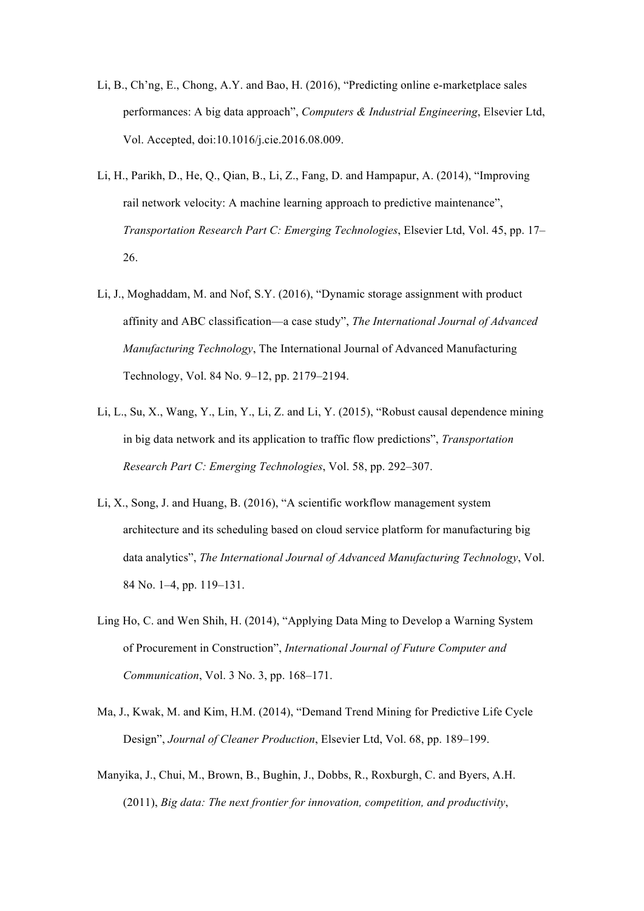Li, B., Ch'ng, E., Chong, A.Y. and Bao, H. (2016), "Predicting online e-marketplace sales performances: A big data approach", *Computers & Industrial Engineering*, Elsevier Ltd, Vol. Accepted, doi:10.1016/j.cie.2016.08.009.

Li, H., Parikh, D., He, Q., Qian, B., Li, Z., Fang, D. and Hampapur, A. (2014), "Improving rail network velocity: A machine learning approach to predictive maintenance", *Transportation Research Part C: Emerging Technologies*, Elsevier Ltd, Vol. 45, pp. 17–26.

Li, J., Moghaddam, M. and Nof, S.Y. (2016), "Dynamic storage assignment with product affinity and ABC classification—a case study", *The International Journal of Advanced Manufacturing Technology*, The International Journal of Advanced Manufacturing Technology, Vol. 84 No. 9–12, pp. 2179–2194.

Li, L., Su, X., Wang, Y., Lin, Y., Li, Z. and Li, Y. (2015), "Robust causal dependence mining in big data network and its application to traffic flow predictions", *Transportation Research Part C: Emerging Technologies*, Vol. 58, pp. 292–307.

Li, X., Song, J. and Huang, B. (2016), "A scientific workflow management system architecture and its scheduling based on cloud service platform for manufacturing big data analytics", *The International Journal of Advanced Manufacturing Technology*, Vol. 84 No. 1–4, pp. 119–131.

Ling Ho, C. and Wen Shih, H. (2014), "Applying Data Ming to Develop a Warning System of Procurement in Construction", *International Journal of Future Computer and Communication*, Vol. 3 No. 3, pp. 168–171.

Ma, J., Kwak, M. and Kim, H.M. (2014), "Demand Trend Mining for Predictive Life Cycle Design", *Journal of Cleaner Production*, Elsevier Ltd, Vol. 68, pp. 189–199.

Manyika, J., Chui, M., Brown, B., Bughin, J., Dobbs, R., Roxburgh, C. and Byers, A.H. (2011), *Big data: The next frontier for innovation, competition, and productivity*,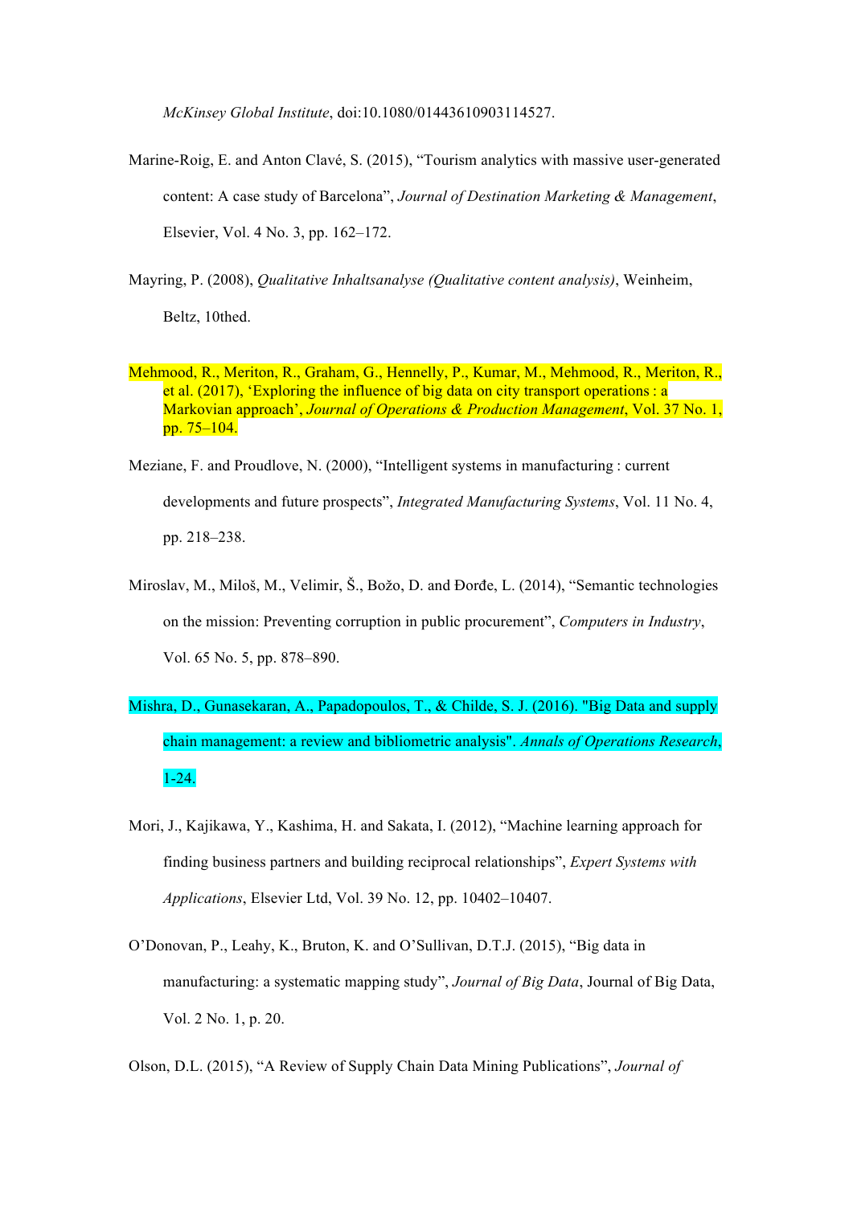*McKinsey Global Institute*, doi:10.1080/01443610903114527.

Marine-Roig, E. and Anton Clavé, S. (2015), "Tourism analytics with massive user-generated content: A case study of Barcelona", *Journal of Destination Marketing & Management*, Elsevier, Vol. 4 No. 3, pp. 162–172.

Mayring, P. (2008), *Qualitative Inhaltsanalyse (Qualitative content analysis)*, Weinheim, Beltz, 10thed.

Mehmood, R., Meriton, R., Graham, G., Hennelly, P., Kumar, M., Mehmood, R., Meriton, R., et al. (2017), 'Exploring the influence of big data on city transport operations : a Markovian approach', *Journal of Operations & Production Management*, Vol. 37 No. 1, pp. 75–104.

Meziane, F. and Proudlove, N. (2000), "Intelligent systems in manufacturing : current developments and future prospects", *Integrated Manufacturing Systems*, Vol. 11 No. 4, pp. 218–238.

Miroslav, M., Miloš, M., Velimir, Š., Božo, D. and Đorđe, L. (2014), "Semantic technologies on the mission: Preventing corruption in public procurement", *Computers in Industry*, Vol. 65 No. 5, pp. 878–890.

Mishra, D., Gunasekaran, A., Papadopoulos, T., & Childe, S. J. (2016). "Big Data and supply chain management: a review and bibliometric analysis". *Annals of Operations Research*, 1-24.

Mori, J., Kajikawa, Y., Kashima, H. and Sakata, I. (2012), "Machine learning approach for finding business partners and building reciprocal relationships", *Expert Systems with Applications*, Elsevier Ltd, Vol. 39 No. 12, pp. 10402–10407.

O'Donovan, P., Leahy, K., Bruton, K. and O'Sullivan, D.T.J. (2015), "Big data in manufacturing: a systematic mapping study", *Journal of Big Data*, Journal of Big Data, Vol. 2 No. 1, p. 20.

Olson, D.L. (2015), "A Review of Supply Chain Data Mining Publications", *Journal of*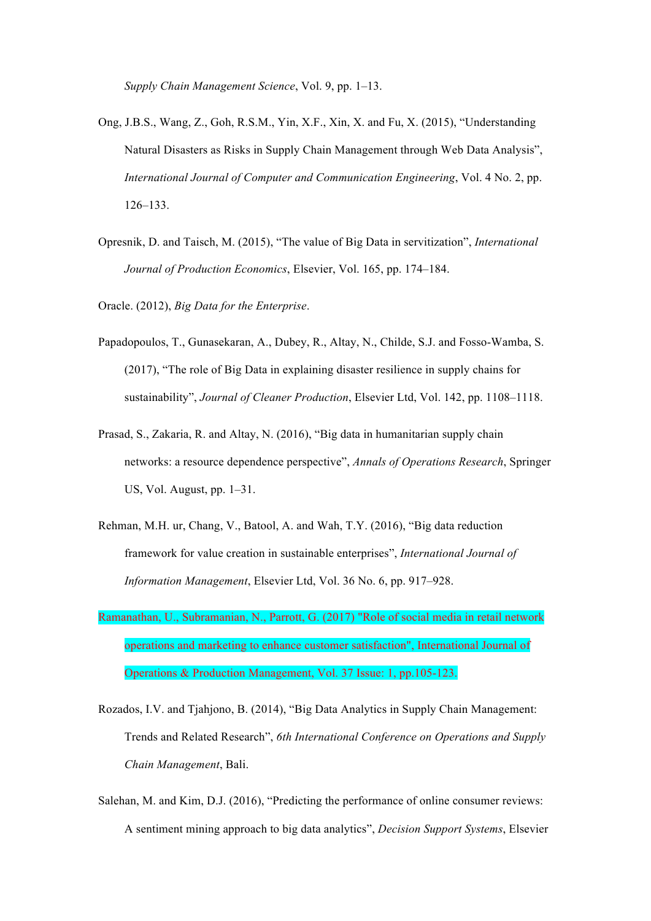*Supply Chain Management Science*, Vol. 9, pp. 1–13.

Ong, J.B.S., Wang, Z., Goh, R.S.M., Yin, X.F., Xin, X. and Fu, X. (2015), "Understanding Natural Disasters as Risks in Supply Chain Management through Web Data Analysis", *International Journal of Computer and Communication Engineering*, Vol. 4 No. 2, pp. 126–133.

Opresnik, D. and Taisch, M. (2015), "The value of Big Data in servitization", *International Journal of Production Economics*, Elsevier, Vol. 165, pp. 174–184.

Oracle. (2012), *Big Data for the Enterprise*.

Papadopoulos, T., Gunasekaran, A., Dubey, R., Altay, N., Childe, S.J. and Fosso-Wamba, S. (2017), "The role of Big Data in explaining disaster resilience in supply chains for sustainability", *Journal of Cleaner Production*, Elsevier Ltd, Vol. 142, pp. 1108–1118.

Prasad, S., Zakaria, R. and Altay, N. (2016), "Big data in humanitarian supply chain networks: a resource dependence perspective", *Annals of Operations Research*, Springer US, Vol. August, pp. 1–31.

Rehman, M.H. ur, Chang, V., Batool, A. and Wah, T.Y. (2016), "Big data reduction framework for value creation in sustainable enterprises", *International Journal of Information Management*, Elsevier Ltd, Vol. 36 No. 6, pp. 917–928.

Ramanathan, U., Subramanian, N., Parrott, G. (2017) "Role of social media in retail network operations and marketing to enhance customer satisfaction", International Journal of Operations & Production Management, Vol. 37 Issue: 1, pp.105-123.

Rozados, I.V. and Tjahjono, B. (2014), "Big Data Analytics in Supply Chain Management: Trends and Related Research", *6th International Conference on Operations and Supply Chain Management*, Bali.

Salehan, M. and Kim, D.J. (2016), "Predicting the performance of online consumer reviews: A sentiment mining approach to big data analytics", *Decision Support Systems*, Elsevier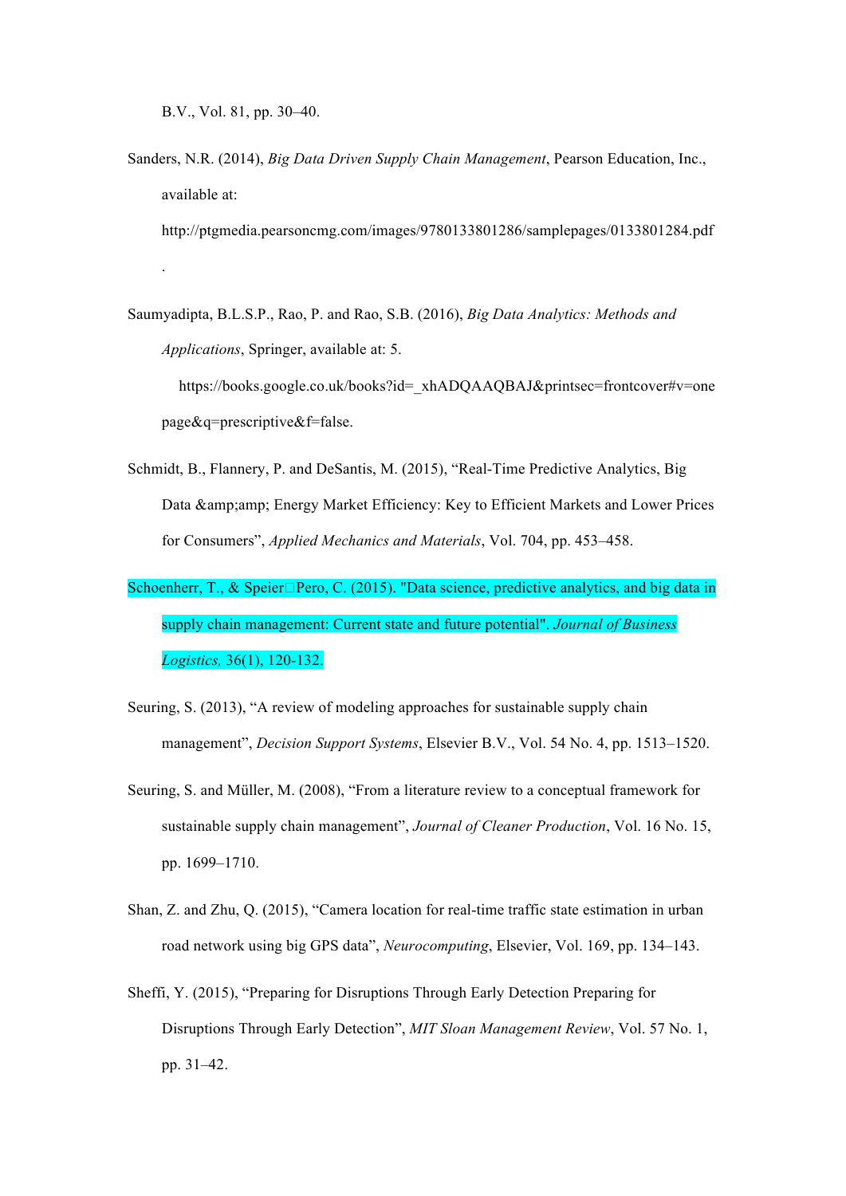B.V., Vol. 81, pp. 30–40.

Sanders, N.R. (2014), *Big Data Driven Supply Chain Management*, Pearson Education, Inc., available at: http://ptgmedia.pearsoncmg.com/images/9780133801286/samplepages/0133801284.pdf .

Saumyadipta, B.L.S.P., Rao, P. and Rao, S.B. (2016), *Big Data Analytics: Methods and Applications*, Springer, available at: 5. https://books.google.co.uk/books?id=_xhADQAAQBAJ&printsec=frontcover#v=onepage&q=prescriptive&f=false.

Schmidt, B., Flannery, P. and DeSantis, M. (2015), "Real-Time Predictive Analytics, Big Data &amp;amp; Energy Market Efficiency: Key to Efficient Markets and Lower Prices for Consumers", *Applied Mechanics and Materials*, Vol. 704, pp. 453–458.

Schoenherr, T., & Speier□Pero, C. (2015). "Data science, predictive analytics, and big data in supply chain management: Current state and future potential". *Journal of Business Logistics,* 36(1), 120-132.

Seuring, S. (2013), "A review of modeling approaches for sustainable supply chain management", *Decision Support Systems*, Elsevier B.V., Vol. 54 No. 4, pp. 1513–1520.

Seuring, S. and Müller, M. (2008), "From a literature review to a conceptual framework for sustainable supply chain management", *Journal of Cleaner Production*, Vol. 16 No. 15, pp. 1699–1710.

Shan, Z. and Zhu, Q. (2015), "Camera location for real-time traffic state estimation in urban road network using big GPS data", *Neurocomputing*, Elsevier, Vol. 169, pp. 134–143.

Sheffi, Y. (2015), "Preparing for Disruptions Through Early Detection Preparing for Disruptions Through Early Detection", *MIT Sloan Management Review*, Vol. 57 No. 1, pp. 31–42.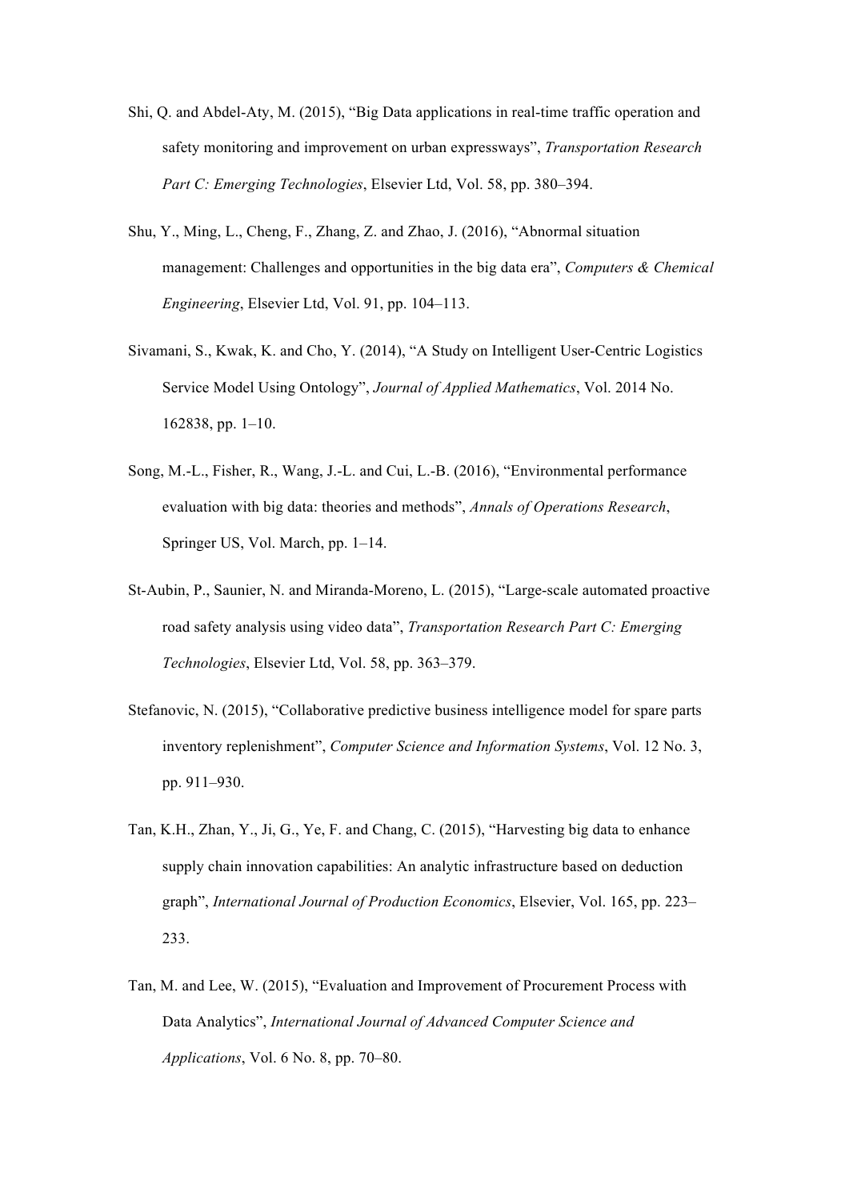Shi, Q. and Abdel-Aty, M. (2015), “Big Data applications in real-time traffic operation and safety monitoring and improvement on urban expressways”, *Transportation Research Part C: Emerging Technologies*, Elsevier Ltd, Vol. 58, pp. 380–394.

Shu, Y., Ming, L., Cheng, F., Zhang, Z. and Zhao, J. (2016), “Abnormal situation management: Challenges and opportunities in the big data era”, *Computers & Chemical Engineering*, Elsevier Ltd, Vol. 91, pp. 104–113.

Sivamani, S., Kwak, K. and Cho, Y. (2014), “A Study on Intelligent User-Centric Logistics Service Model Using Ontology”, *Journal of Applied Mathematics*, Vol. 2014 No. 162838, pp. 1–10.

Song, M.-L., Fisher, R., Wang, J.-L. and Cui, L.-B. (2016), “Environmental performance evaluation with big data: theories and methods”, *Annals of Operations Research*, Springer US, Vol. March, pp. 1–14.

St-Aubin, P., Saunier, N. and Miranda-Moreno, L. (2015), “Large-scale automated proactive road safety analysis using video data”, *Transportation Research Part C: Emerging Technologies*, Elsevier Ltd, Vol. 58, pp. 363–379.

Stefanovic, N. (2015), “Collaborative predictive business intelligence model for spare parts inventory replenishment”, *Computer Science and Information Systems*, Vol. 12 No. 3, pp. 911–930.

Tan, K.H., Zhan, Y., Ji, G., Ye, F. and Chang, C. (2015), “Harvesting big data to enhance supply chain innovation capabilities: An analytic infrastructure based on deduction graph”, *International Journal of Production Economics*, Elsevier, Vol. 165, pp. 223–233.

Tan, M. and Lee, W. (2015), “Evaluation and Improvement of Procurement Process with Data Analytics”, *International Journal of Advanced Computer Science and Applications*, Vol. 6 No. 8, pp. 70–80.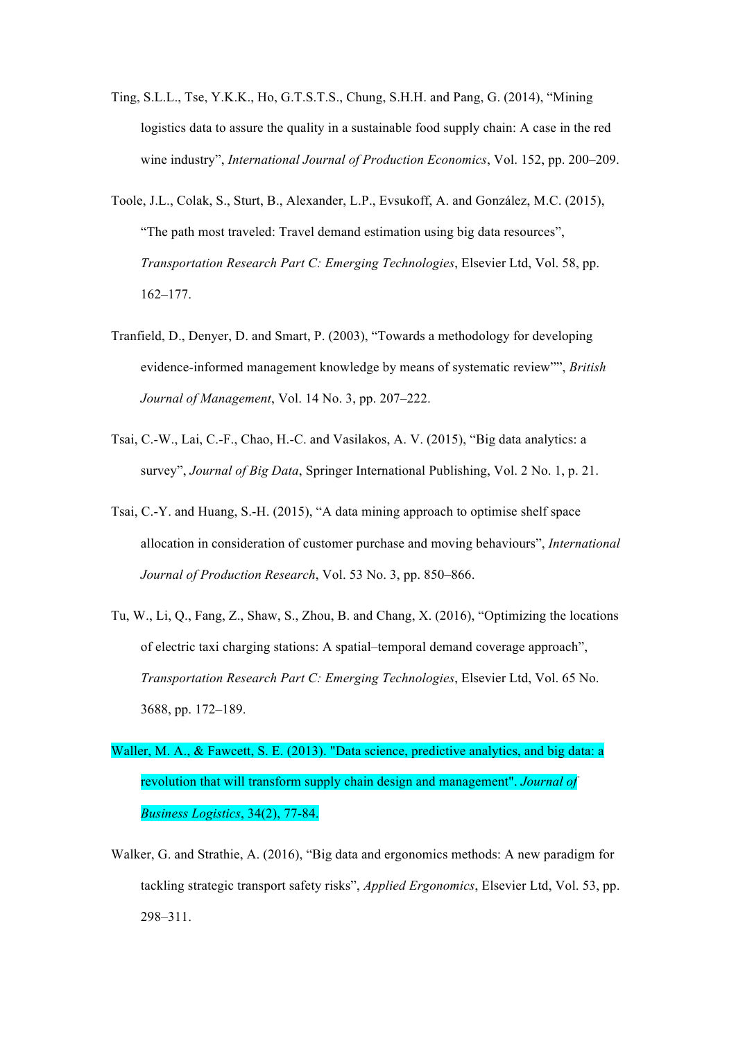Ting, S.L.L., Tse, Y.K.K., Ho, G.T.S.T.S., Chung, S.H.H. and Pang, G. (2014), “Mining logistics data to assure the quality in a sustainable food supply chain: A case in the red wine industry”, *International Journal of Production Economics*, Vol. 152, pp. 200–209.

Toole, J.L., Colak, S., Sturt, B., Alexander, L.P., Evsukoff, A. and González, M.C. (2015), “The path most traveled: Travel demand estimation using big data resources”, *Transportation Research Part C: Emerging Technologies*, Elsevier Ltd, Vol. 58, pp. 162–177.

Tranfield, D., Denyer, D. and Smart, P. (2003), “Towards a methodology for developing evidence-informed management knowledge by means of systematic review””, *British Journal of Management*, Vol. 14 No. 3, pp. 207–222.

Tsai, C.-W., Lai, C.-F., Chao, H.-C. and Vasilakos, A. V. (2015), “Big data analytics: a survey”, *Journal of Big Data*, Springer International Publishing, Vol. 2 No. 1, p. 21.

Tsai, C.-Y. and Huang, S.-H. (2015), “A data mining approach to optimise shelf space allocation in consideration of customer purchase and moving behaviours”, *International Journal of Production Research*, Vol. 53 No. 3, pp. 850–866.

Tu, W., Li, Q., Fang, Z., Shaw, S., Zhou, B. and Chang, X. (2016), “Optimizing the locations of electric taxi charging stations: A spatial–temporal demand coverage approach”, *Transportation Research Part C: Emerging Technologies*, Elsevier Ltd, Vol. 65 No. 3688, pp. 172–189.

Waller, M. A., & Fawcett, S. E. (2013). "Data science, predictive analytics, and big data: a revolution that will transform supply chain design and management". *Journal of Business Logistics*, 34(2), 77-84.

Walker, G. and Strathie, A. (2016), “Big data and ergonomics methods: A new paradigm for tackling strategic transport safety risks”, *Applied Ergonomics*, Elsevier Ltd, Vol. 53, pp. 298–311.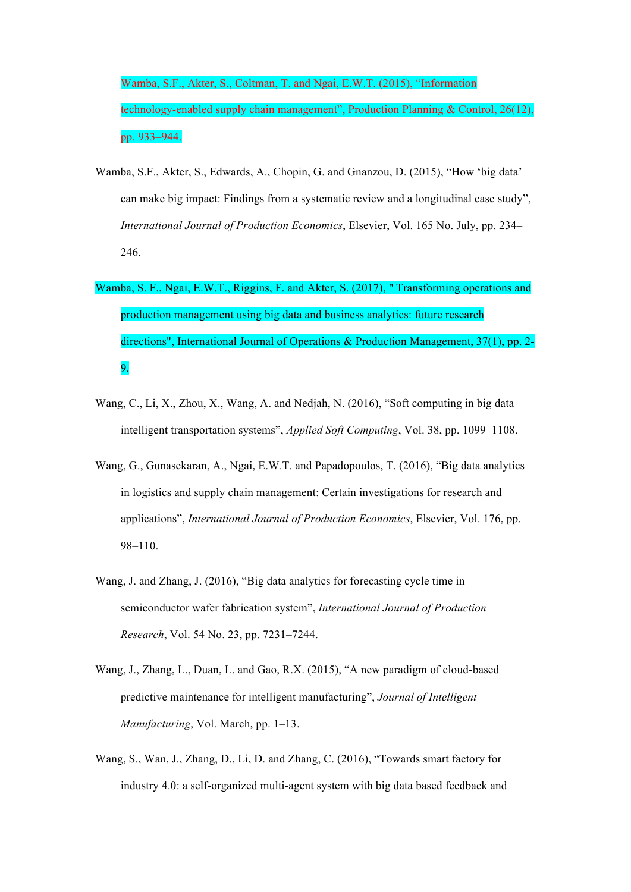Wamba, S.F., Akter, S., Coltman, T. and Ngai, E.W.T. (2015), "Information technology-enabled supply chain management", Production Planning & Control, 26(12), pp. 933–944.

Wamba, S.F., Akter, S., Edwards, A., Chopin, G. and Gnanzou, D. (2015), "How 'big data' can make big impact: Findings from a systematic review and a longitudinal case study", *International Journal of Production Economics*, Elsevier, Vol. 165 No. July, pp. 234–246.

Wamba, S. F., Ngai, E.W.T., Riggins, F. and Akter, S. (2017), " Transforming operations and production management using big data and business analytics: future research directions", International Journal of Operations & Production Management, 37(1), pp. 2-9.

Wang, C., Li, X., Zhou, X., Wang, A. and Nedjah, N. (2016), "Soft computing in big data intelligent transportation systems", *Applied Soft Computing*, Vol. 38, pp. 1099–1108.

Wang, G., Gunasekaran, A., Ngai, E.W.T. and Papadopoulos, T. (2016), "Big data analytics in logistics and supply chain management: Certain investigations for research and applications", *International Journal of Production Economics*, Elsevier, Vol. 176, pp. 98–110.

Wang, J. and Zhang, J. (2016), "Big data analytics for forecasting cycle time in semiconductor wafer fabrication system", *International Journal of Production Research*, Vol. 54 No. 23, pp. 7231–7244.

Wang, J., Zhang, L., Duan, L. and Gao, R.X. (2015), "A new paradigm of cloud-based predictive maintenance for intelligent manufacturing", *Journal of Intelligent Manufacturing*, Vol. March, pp. 1–13.

Wang, S., Wan, J., Zhang, D., Li, D. and Zhang, C. (2016), "Towards smart factory for industry 4.0: a self-organized multi-agent system with big data based feedback and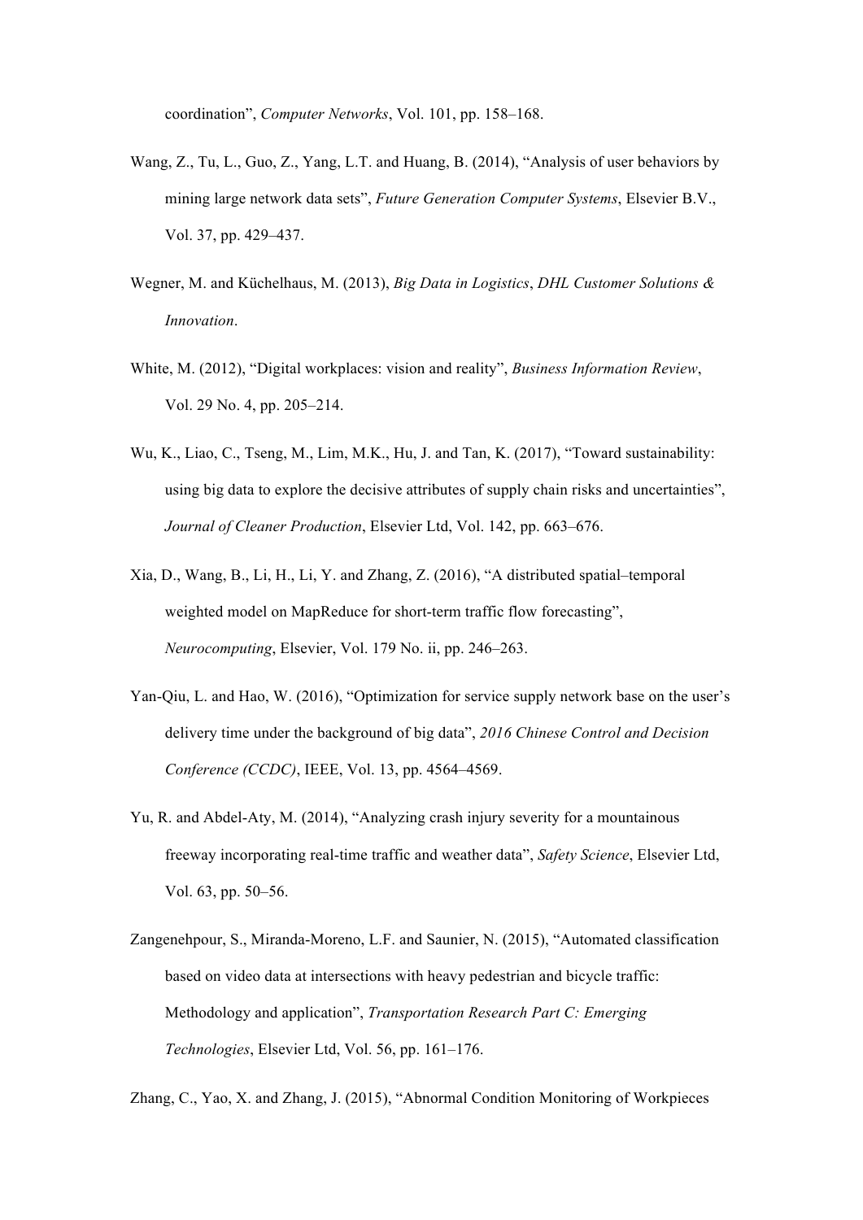coordination", *Computer Networks*, Vol. 101, pp. 158–168.

Wang, Z., Tu, L., Guo, Z., Yang, L.T. and Huang, B. (2014), "Analysis of user behaviors by mining large network data sets", *Future Generation Computer Systems*, Elsevier B.V., Vol. 37, pp. 429–437.

Wegner, M. and Küchelhaus, M. (2013), *Big Data in Logistics*, *DHL Customer Solutions & Innovation*.

White, M. (2012), "Digital workplaces: vision and reality", *Business Information Review*, Vol. 29 No. 4, pp. 205–214.

Wu, K., Liao, C., Tseng, M., Lim, M.K., Hu, J. and Tan, K. (2017), "Toward sustainability: using big data to explore the decisive attributes of supply chain risks and uncertainties", *Journal of Cleaner Production*, Elsevier Ltd, Vol. 142, pp. 663–676.

Xia, D., Wang, B., Li, H., Li, Y. and Zhang, Z. (2016), "A distributed spatial–temporal weighted model on MapReduce for short-term traffic flow forecasting", *Neurocomputing*, Elsevier, Vol. 179 No. ii, pp. 246–263.

Yan-Qiu, L. and Hao, W. (2016), "Optimization for service supply network base on the user's delivery time under the background of big data", *2016 Chinese Control and Decision Conference (CCDC)*, IEEE, Vol. 13, pp. 4564–4569.

Yu, R. and Abdel-Aty, M. (2014), "Analyzing crash injury severity for a mountainous freeway incorporating real-time traffic and weather data", *Safety Science*, Elsevier Ltd, Vol. 63, pp. 50–56.

Zangenehpour, S., Miranda-Moreno, L.F. and Saunier, N. (2015), "Automated classification based on video data at intersections with heavy pedestrian and bicycle traffic: Methodology and application", *Transportation Research Part C: Emerging Technologies*, Elsevier Ltd, Vol. 56, pp. 161–176.

Zhang, C., Yao, X. and Zhang, J. (2015), "Abnormal Condition Monitoring of Workpieces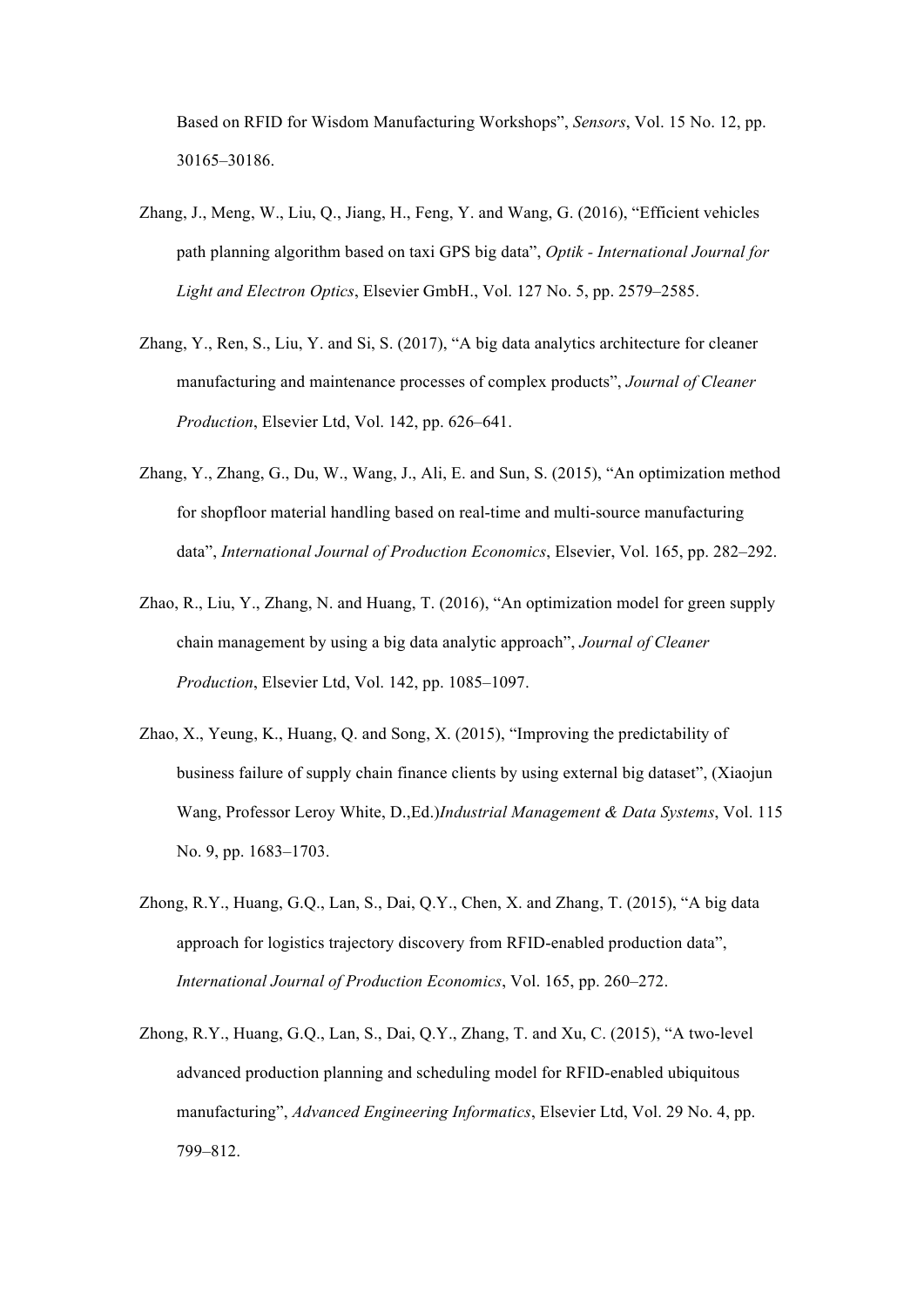Based on RFID for Wisdom Manufacturing Workshops”, *Sensors*, Vol. 15 No. 12, pp. 30165–30186.

Zhang, J., Meng, W., Liu, Q., Jiang, H., Feng, Y. and Wang, G. (2016), “Efficient vehicles path planning algorithm based on taxi GPS big data”, *Optik - International Journal for Light and Electron Optics*, Elsevier GmbH., Vol. 127 No. 5, pp. 2579–2585.

Zhang, Y., Ren, S., Liu, Y. and Si, S. (2017), “A big data analytics architecture for cleaner manufacturing and maintenance processes of complex products”, *Journal of Cleaner Production*, Elsevier Ltd, Vol. 142, pp. 626–641.

Zhang, Y., Zhang, G., Du, W., Wang, J., Ali, E. and Sun, S. (2015), “An optimization method for shopfloor material handling based on real-time and multi-source manufacturing data”, *International Journal of Production Economics*, Elsevier, Vol. 165, pp. 282–292.

Zhao, R., Liu, Y., Zhang, N. and Huang, T. (2016), “An optimization model for green supply chain management by using a big data analytic approach”, *Journal of Cleaner Production*, Elsevier Ltd, Vol. 142, pp. 1085–1097.

Zhao, X., Yeung, K., Huang, Q. and Song, X. (2015), “Improving the predictability of business failure of supply chain finance clients by using external big dataset”, (Xiaojun Wang, Professor Leroy White, D.,Ed.)*Industrial Management & Data Systems*, Vol. 115 No. 9, pp. 1683–1703.

Zhong, R.Y., Huang, G.Q., Lan, S., Dai, Q.Y., Chen, X. and Zhang, T. (2015), “A big data approach for logistics trajectory discovery from RFID-enabled production data”, *International Journal of Production Economics*, Vol. 165, pp. 260–272.

Zhong, R.Y., Huang, G.Q., Lan, S., Dai, Q.Y., Zhang, T. and Xu, C. (2015), “A two-level advanced production planning and scheduling model for RFID-enabled ubiquitous manufacturing”, *Advanced Engineering Informatics*, Elsevier Ltd, Vol. 29 No. 4, pp. 799–812.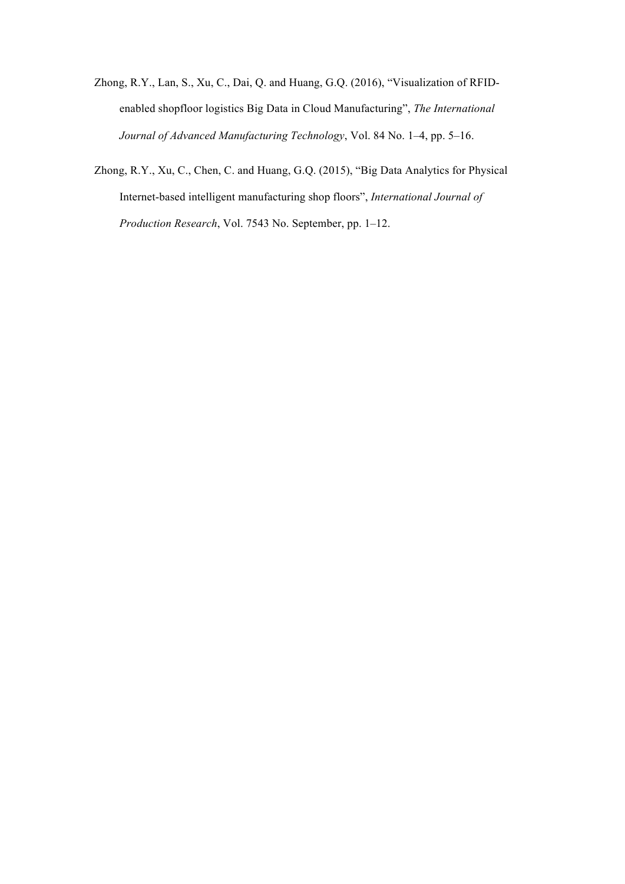Zhong, R.Y., Lan, S., Xu, C., Dai, Q. and Huang, G.Q. (2016), "Visualization of RFID-enabled shopfloor logistics Big Data in Cloud Manufacturing", *The International Journal of Advanced Manufacturing Technology*, Vol. 84 No. 1–4, pp. 5–16.

Zhong, R.Y., Xu, C., Chen, C. and Huang, G.Q. (2015), "Big Data Analytics for Physical Internet-based intelligent manufacturing shop floors", *International Journal of Production Research*, Vol. 7543 No. September, pp. 1–12.